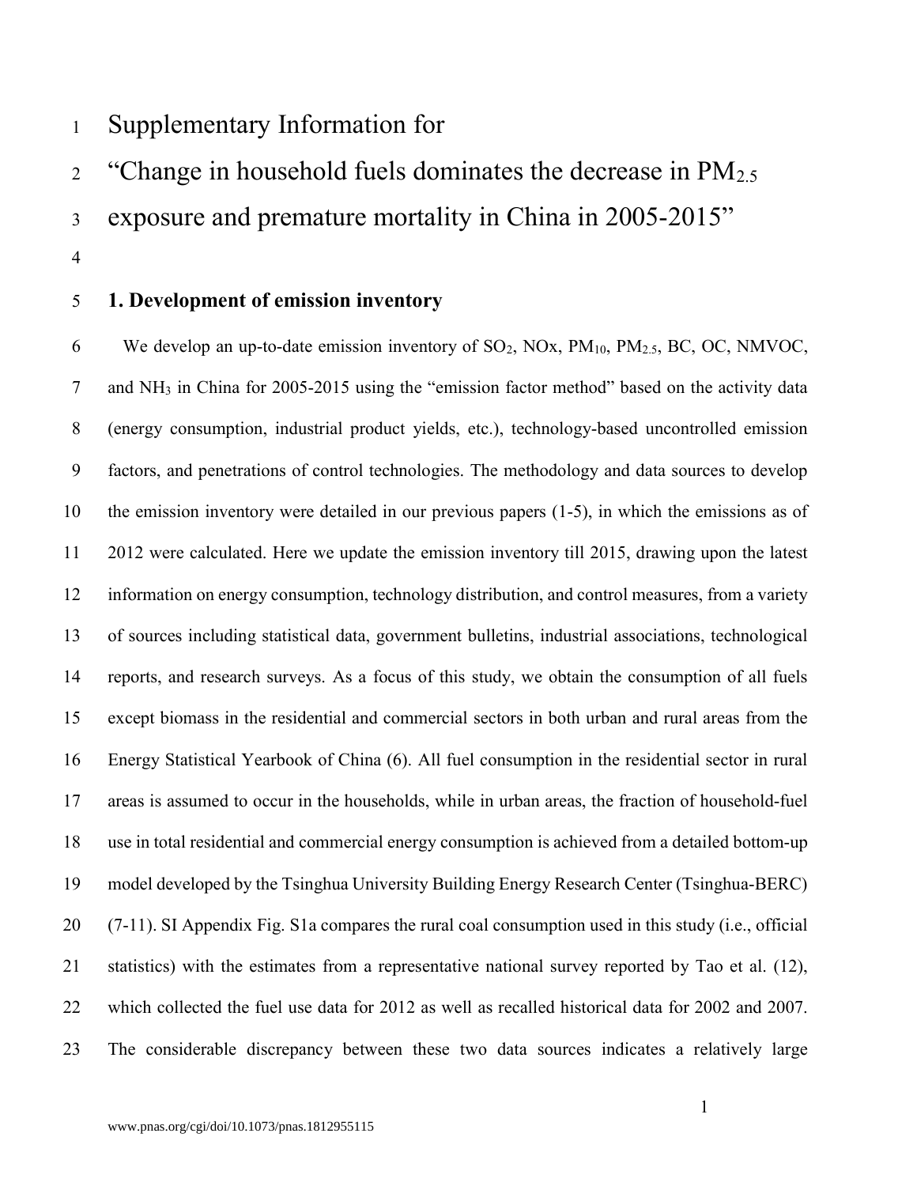# Supplementary Information for

# "Change in household fuels dominates the decrease in $PM_{2.5}$ exposure and premature mortality in China in 2005-2015"

## 1. Development of emission inventory

We develop an up-to-date emission inventory of $SO_2$, NOx, $PM_{10}$, $PM_{2.5}$, BC, OC, NMVOC, and $NH_3$ in China for 2005-2015 using the "emission factor method" based on the activity data (energy consumption, industrial product yields, etc.), technology-based uncontrolled emission factors, and penetrations of control technologies. The methodology and data sources to develop the emission inventory were detailed in our previous papers (1-5), in which the emissions as of 2012 were calculated. Here we update the emission inventory till 2015, drawing upon the latest information on energy consumption, technology distribution, and control measures, from a variety of sources including statistical data, government bulletins, industrial associations, technological reports, and research surveys. As a focus of this study, we obtain the consumption of all fuels except biomass in the residential and commercial sectors in both urban and rural areas from the Energy Statistical Yearbook of China (6). All fuel consumption in the residential sector in rural areas is assumed to occur in the households, while in urban areas, the fraction of household-fuel use in total residential and commercial energy consumption is achieved from a detailed bottom-up model developed by the Tsinghua University Building Energy Research Center (Tsinghua-BERC) (7-11). SI Appendix Fig. S1a compares the rural coal consumption used in this study (i.e., official statistics) with the estimates from a representative national survey reported by Tao et al. (12), which collected the fuel use data for 2012 as well as recalled historical data for 2002 and 2007. The considerable discrepancy between these two data sources indicates a relatively large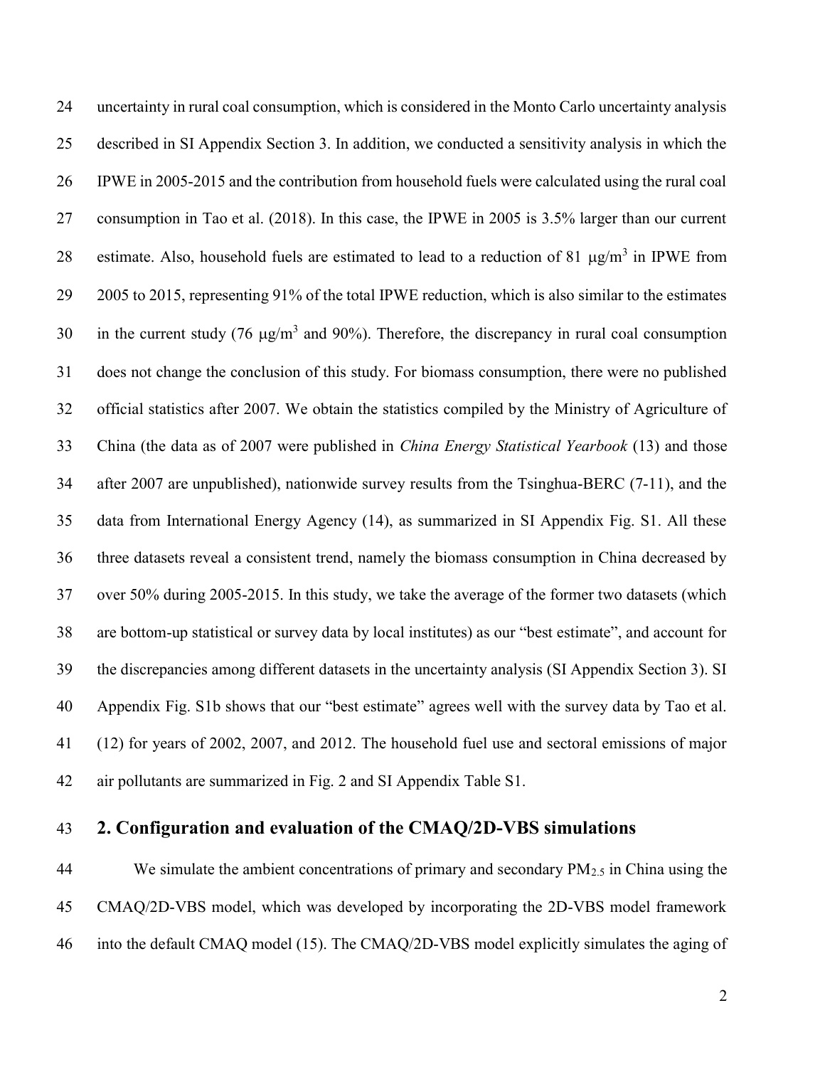uncertainty in rural coal consumption, which is considered in the Monto Carlo uncertainty analysis described in SI Appendix Section 3. In addition, we conducted a sensitivity analysis in which the IPWE in 2005-2015 and the contribution from household fuels were calculated using the rural coal consumption in Tao et al. (2018). In this case, the IPWE in 2005 is 3.5% larger than our current estimate. Also, household fuels are estimated to lead to a reduction of 81 μg/m$^3$ in IPWE from 2005 to 2015, representing 91% of the total IPWE reduction, which is also similar to the estimates in the current study (76 μg/m$^3$ and 90%). Therefore, the discrepancy in rural coal consumption does not change the conclusion of this study. For biomass consumption, there were no published official statistics after 2007. We obtain the statistics compiled by the Ministry of Agriculture of China (the data as of 2007 were published in *China Energy Statistical Yearbook* (13) and those after 2007 are unpublished), nationwide survey results from the Tsinghua-BERC (7-11), and the data from International Energy Agency (14), as summarized in SI Appendix Fig. S1. All these three datasets reveal a consistent trend, namely the biomass consumption in China decreased by over 50% during 2005-2015. In this study, we take the average of the former two datasets (which are bottom-up statistical or survey data by local institutes) as our "best estimate", and account for the discrepancies among different datasets in the uncertainty analysis (SI Appendix Section 3). SI Appendix Fig. S1b shows that our "best estimate" agrees well with the survey data by Tao et al. (12) for years of 2002, 2007, and 2012. The household fuel use and sectoral emissions of major air pollutants are summarized in Fig. 2 and SI Appendix Table S1.

## 2. Configuration and evaluation of the CMAQ/2D-VBS simulations

We simulate the ambient concentrations of primary and secondary $PM_{2.5}$ in China using the CMAQ/2D-VBS model, which was developed by incorporating the 2D-VBS model framework into the default CMAQ model (15). The CMAQ/2D-VBS model explicitly simulates the aging of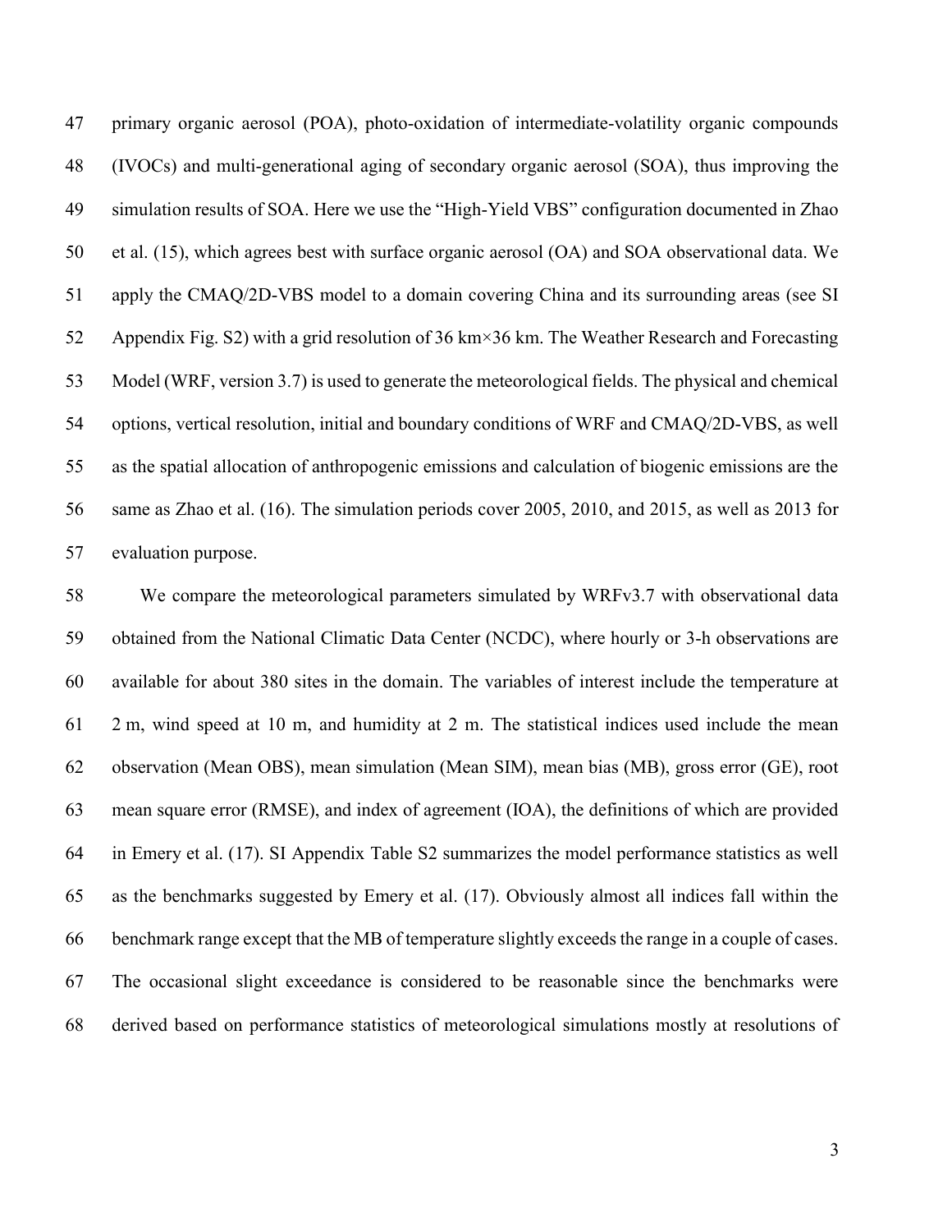primary organic aerosol (POA), photo-oxidation of intermediate-volatility organic compounds (IVOCs) and multi-generational aging of secondary organic aerosol (SOA), thus improving the simulation results of SOA. Here we use the "High-Yield VBS" configuration documented in Zhao et al. (15), which agrees best with surface organic aerosol (OA) and SOA observational data. We apply the CMAQ/2D-VBS model to a domain covering China and its surrounding areas (see SI Appendix Fig. S2) with a grid resolution of 36 km×36 km. The Weather Research and Forecasting Model (WRF, version 3.7) is used to generate the meteorological fields. The physical and chemical options, vertical resolution, initial and boundary conditions of WRF and CMAQ/2D-VBS, as well as the spatial allocation of anthropogenic emissions and calculation of biogenic emissions are the same as Zhao et al. (16). The simulation periods cover 2005, 2010, and 2015, as well as 2013 for evaluation purpose.

We compare the meteorological parameters simulated by WRFv3.7 with observational data obtained from the National Climatic Data Center (NCDC), where hourly or 3-h observations are available for about 380 sites in the domain. The variables of interest include the temperature at 2 m, wind speed at 10 m, and humidity at 2 m. The statistical indices used include the mean observation (Mean OBS), mean simulation (Mean SIM), mean bias (MB), gross error (GE), root mean square error (RMSE), and index of agreement (IOA), the definitions of which are provided in Emery et al. (17). SI Appendix Table S2 summarizes the model performance statistics as well as the benchmarks suggested by Emery et al. (17). Obviously almost all indices fall within the benchmark range except that the MB of temperature slightly exceeds the range in a couple of cases. The occasional slight exceedance is considered to be reasonable since the benchmarks were derived based on performance statistics of meteorological simulations mostly at resolutions of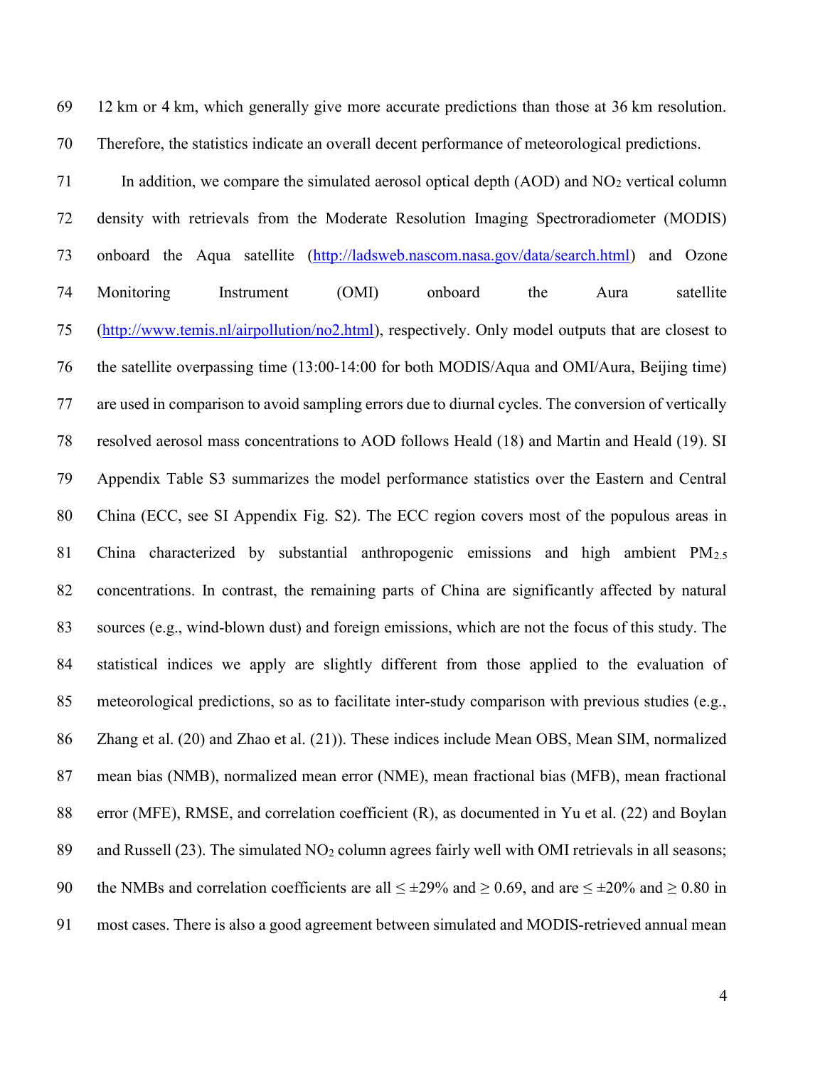12 km or 4 km, which generally give more accurate predictions than those at 36 km resolution. Therefore, the statistics indicate an overall decent performance of meteorological predictions.

In addition, we compare the simulated aerosol optical depth (AOD) and $NO_2$ vertical column density with retrievals from the Moderate Resolution Imaging Spectroradiometer (MODIS) onboard the Aqua satellite (http://ladsweb.nascom.nasa.gov/data/search.html) and Ozone Monitoring Instrument (OMI) onboard the Aura satellite (http://www.temis.nl/airpollution/no2.html), respectively. Only model outputs that are closest to the satellite overpassing time (13:00-14:00 for both MODIS/Aqua and OMI/Aura, Beijing time) are used in comparison to avoid sampling errors due to diurnal cycles. The conversion of vertically resolved aerosol mass concentrations to AOD follows Heald (18) and Martin and Heald (19). SI Appendix Table S3 summarizes the model performance statistics over the Eastern and Central China (ECC, see SI Appendix Fig. S2). The ECC region covers most of the populous areas in China characterized by substantial anthropogenic emissions and high ambient $PM_{2.5}$ concentrations. In contrast, the remaining parts of China are significantly affected by natural sources (e.g., wind-blown dust) and foreign emissions, which are not the focus of this study. The statistical indices we apply are slightly different from those applied to the evaluation of meteorological predictions, so as to facilitate inter-study comparison with previous studies (e.g., Zhang et al. (20) and Zhao et al. (21)). These indices include Mean OBS, Mean SIM, normalized mean bias (NMB), normalized mean error (NME), mean fractional bias (MFB), mean fractional error (MFE), RMSE, and correlation coefficient (R), as documented in Yu et al. (22) and Boylan and Russell (23). The simulated $NO_2$ column agrees fairly well with OMI retrievals in all seasons; the NMBs and correlation coefficients are all $\leq \pm 29\%$ and $\geq 0.69$, and are $\leq \pm 20\%$ and $\geq 0.80$ in most cases. There is also a good agreement between simulated and MODIS-retrieved annual mean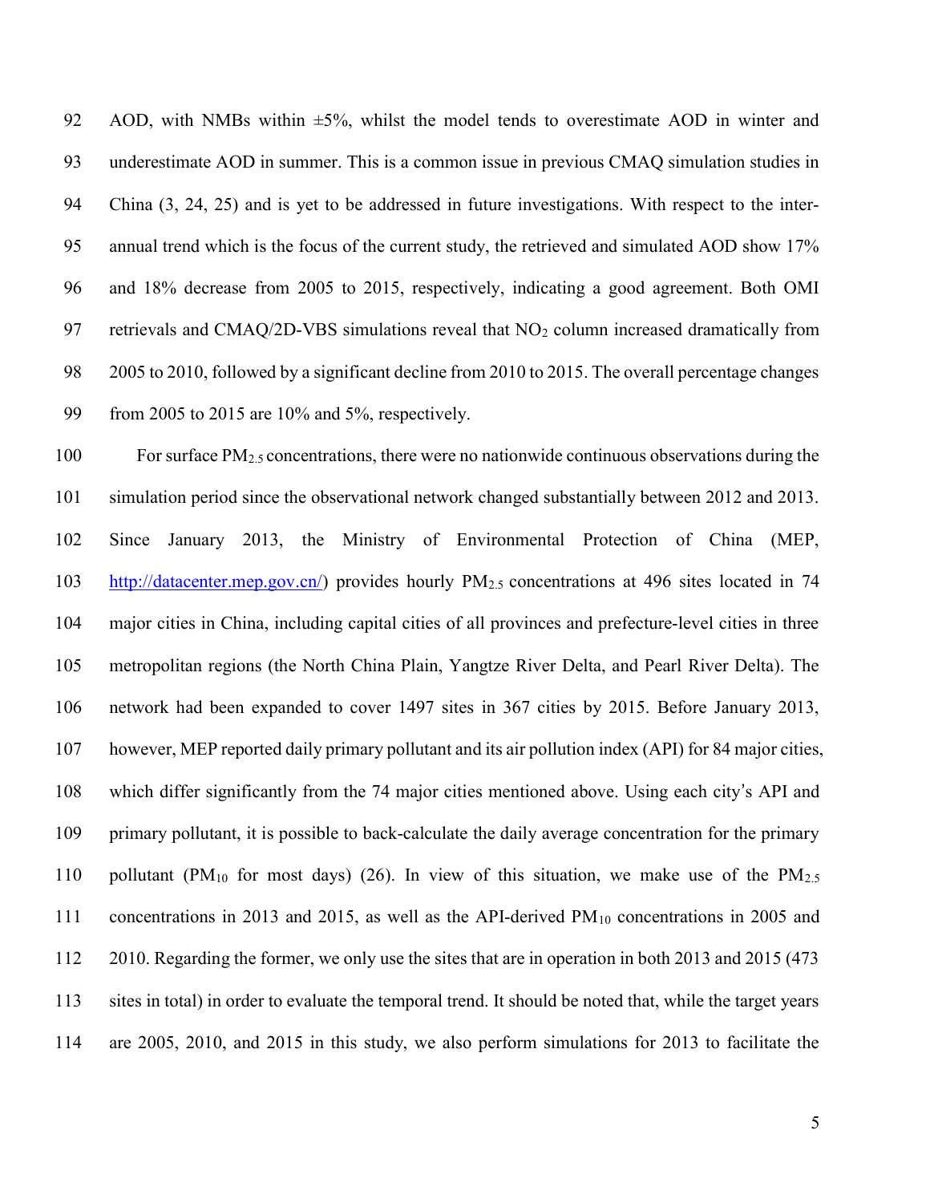AOD, with NMBs within ±5%, whilst the model tends to overestimate AOD in winter and underestimate AOD in summer. This is a common issue in previous CMAQ simulation studies in China (3, 24, 25) and is yet to be addressed in future investigations. With respect to the inter-annual trend which is the focus of the current study, the retrieved and simulated AOD show 17% and 18% decrease from 2005 to 2015, respectively, indicating a good agreement. Both OMI retrievals and CMAQ/2D-VBS simulations reveal that $NO_2$ column increased dramatically from 2005 to 2010, followed by a significant decline from 2010 to 2015. The overall percentage changes from 2005 to 2015 are 10% and 5%, respectively.

For surface $PM_{2.5}$ concentrations, there were no nationwide continuous observations during the simulation period since the observational network changed substantially between 2012 and 2013. Since January 2013, the Ministry of Environmental Protection of China (MEP, http://datacenter.mep.gov.cn/) provides hourly $PM_{2.5}$ concentrations at 496 sites located in 74 major cities in China, including capital cities of all provinces and prefecture-level cities in three metropolitan regions (the North China Plain, Yangtze River Delta, and Pearl River Delta). The network had been expanded to cover 1497 sites in 367 cities by 2015. Before January 2013, however, MEP reported daily primary pollutant and its air pollution index (API) for 84 major cities, which differ significantly from the 74 major cities mentioned above. Using each city's API and primary pollutant, it is possible to back-calculate the daily average concentration for the primary pollutant ($PM_{10}$ for most days) (26). In view of this situation, we make use of the $PM_{2.5}$ concentrations in 2013 and 2015, as well as the API-derived $PM_{10}$ concentrations in 2005 and 2010. Regarding the former, we only use the sites that are in operation in both 2013 and 2015 (473 sites in total) in order to evaluate the temporal trend. It should be noted that, while the target years are 2005, 2010, and 2015 in this study, we also perform simulations for 2013 to facilitate the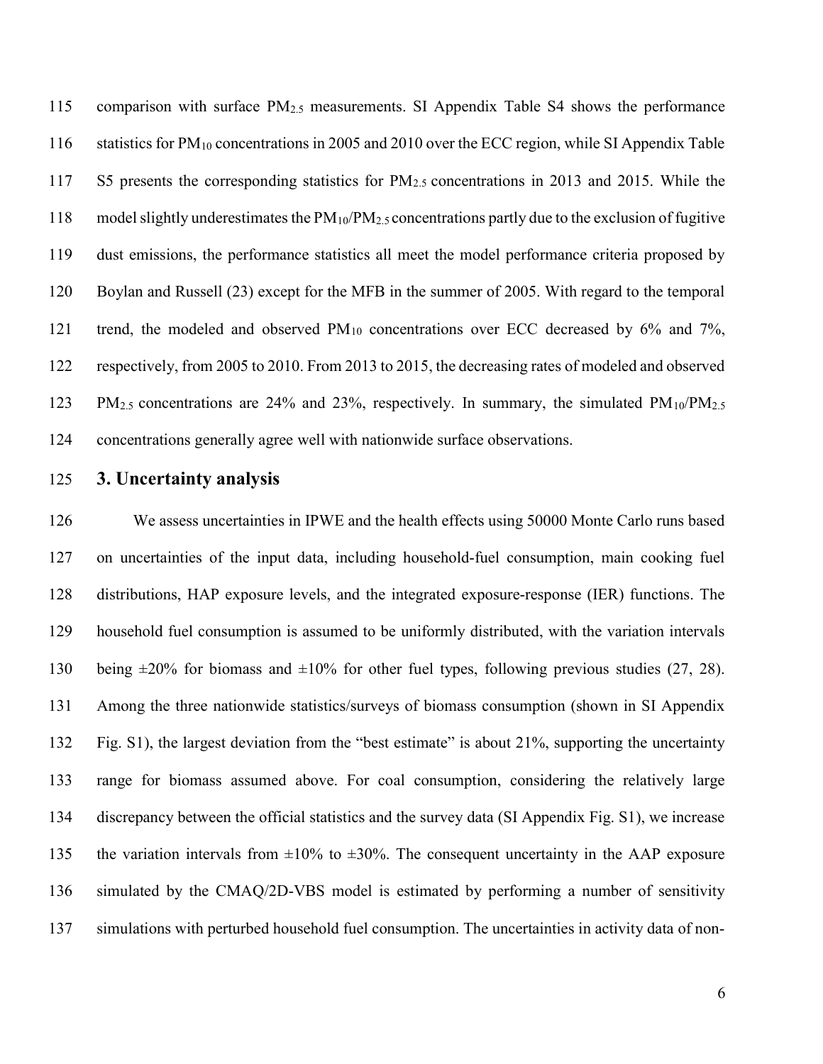comparison with surface $PM_{2.5}$ measurements. SI Appendix Table S4 shows the performance statistics for $PM_{10}$ concentrations in 2005 and 2010 over the ECC region, while SI Appendix Table S5 presents the corresponding statistics for $PM_{2.5}$ concentrations in 2013 and 2015. While the model slightly underestimates the $PM_{10}$/$PM_{2.5}$ concentrations partly due to the exclusion of fugitive dust emissions, the performance statistics all meet the model performance criteria proposed by Boylan and Russell (23) except for the MFB in the summer of 2005. With regard to the temporal trend, the modeled and observed $PM_{10}$ concentrations over ECC decreased by 6% and 7%, respectively, from 2005 to 2010. From 2013 to 2015, the decreasing rates of modeled and observed $PM_{2.5}$ concentrations are 24% and 23%, respectively. In summary, the simulated $PM_{10}$/$PM_{2.5}$ concentrations generally agree well with nationwide surface observations.

## 3. Uncertainty analysis

We assess uncertainties in IPWE and the health effects using 50000 Monte Carlo runs based on uncertainties of the input data, including household-fuel consumption, main cooking fuel distributions, HAP exposure levels, and the integrated exposure-response (IER) functions. The household fuel consumption is assumed to be uniformly distributed, with the variation intervals being ±20% for biomass and ±10% for other fuel types, following previous studies (27, 28). Among the three nationwide statistics/surveys of biomass consumption (shown in SI Appendix Fig. S1), the largest deviation from the "best estimate" is about 21%, supporting the uncertainty range for biomass assumed above. For coal consumption, considering the relatively large discrepancy between the official statistics and the survey data (SI Appendix Fig. S1), we increase the variation intervals from ±10% to ±30%. The consequent uncertainty in the AAP exposure simulated by the CMAQ/2D-VBS model is estimated by performing a number of sensitivity simulations with perturbed household fuel consumption. The uncertainties in activity data of non-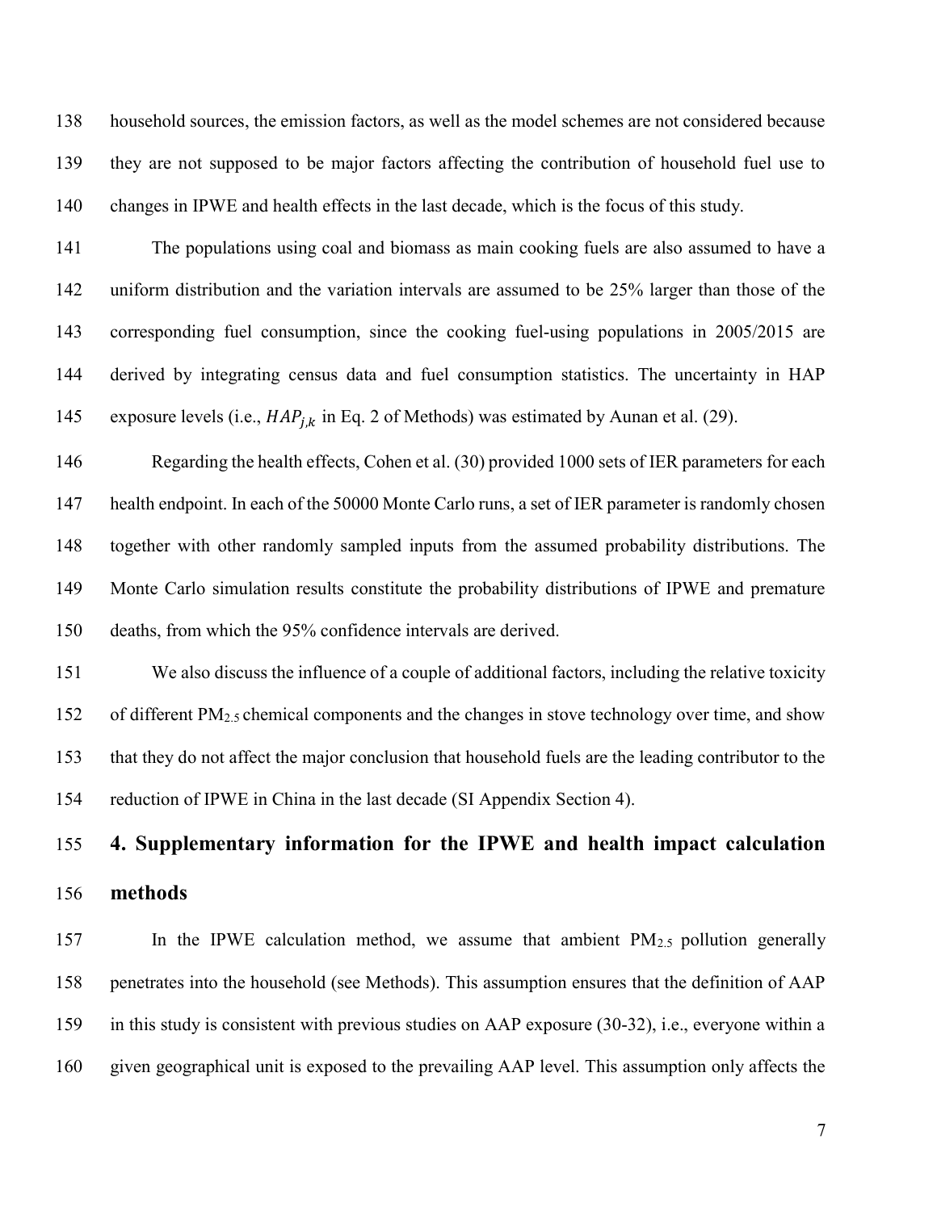household sources, the emission factors, as well as the model schemes are not considered because they are not supposed to be major factors affecting the contribution of household fuel use to changes in IPWE and health effects in the last decade, which is the focus of this study.

The populations using coal and biomass as main cooking fuels are also assumed to have a uniform distribution and the variation intervals are assumed to be 25% larger than those of the corresponding fuel consumption, since the cooking fuel-using populations in 2005/2015 are derived by integrating census data and fuel consumption statistics. The uncertainty in HAP exposure levels (i.e., $HAP_{j,k}$ in Eq. 2 of Methods) was estimated by Aunan et al. (29).

Regarding the health effects, Cohen et al. (30) provided 1000 sets of IER parameters for each health endpoint. In each of the 50000 Monte Carlo runs, a set of IER parameter is randomly chosen together with other randomly sampled inputs from the assumed probability distributions. The Monte Carlo simulation results constitute the probability distributions of IPWE and premature deaths, from which the 95% confidence intervals are derived.

We also discuss the influence of a couple of additional factors, including the relative toxicity of different $PM_{2.5}$ chemical components and the changes in stove technology over time, and show that they do not affect the major conclusion that household fuels are the leading contributor to the reduction of IPWE in China in the last decade (SI Appendix Section 4).

## 4. Supplementary information for the IPWE and health impact calculation methods

In the IPWE calculation method, we assume that ambient $PM_{2.5}$ pollution generally penetrates into the household (see Methods). This assumption ensures that the definition of AAP in this study is consistent with previous studies on AAP exposure (30-32), i.e., everyone within a given geographical unit is exposed to the prevailing AAP level. This assumption only affects the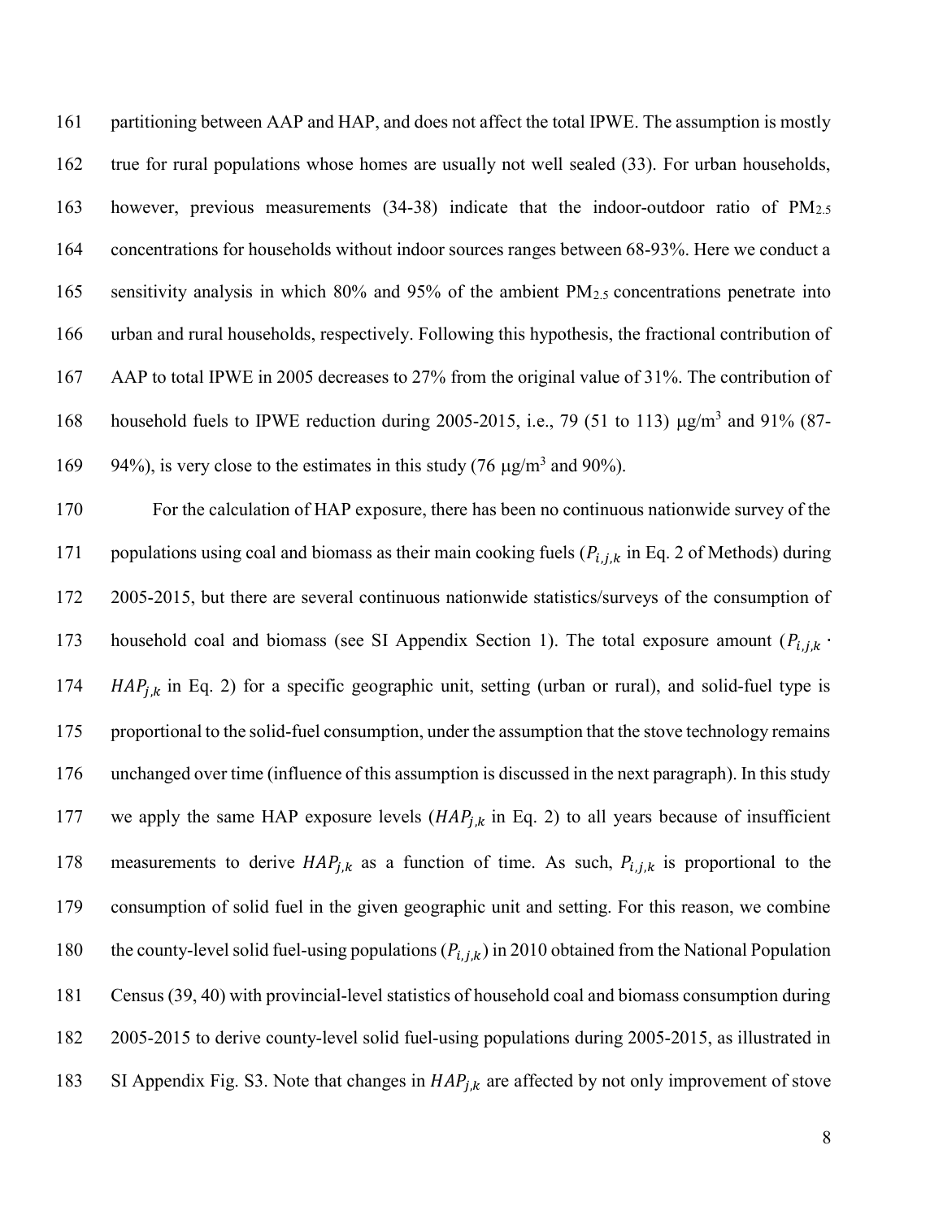partitioning between AAP and HAP, and does not affect the total IPWE. The assumption is mostly true for rural populations whose homes are usually not well sealed (33). For urban households, however, previous measurements (34-38) indicate that the indoor-outdoor ratio of $PM_{2.5}$ concentrations for households without indoor sources ranges between 68-93%. Here we conduct a sensitivity analysis in which 80% and 95% of the ambient $PM_{2.5}$ concentrations penetrate into urban and rural households, respectively. Following this hypothesis, the fractional contribution of AAP to total IPWE in 2005 decreases to 27% from the original value of 31%. The contribution of household fuels to IPWE reduction during 2005-2015, i.e., 79 (51 to 113) $\mu g/m^3$ and 91% (87-94%), is very close to the estimates in this study (76 $\mu g/m^3$ and 90%).

For the calculation of HAP exposure, there has been no continuous nationwide survey of the populations using coal and biomass as their main cooking fuels ($P_{i,j,k}$ in Eq. 2 of Methods) during 2005-2015, but there are several continuous nationwide statistics/surveys of the consumption of household coal and biomass (see SI Appendix Section 1). The total exposure amount ($P_{i,j,k} \cdot HAP_{j,k}$ in Eq. 2) for a specific geographic unit, setting (urban or rural), and solid-fuel type is proportional to the solid-fuel consumption, under the assumption that the stove technology remains unchanged over time (influence of this assumption is discussed in the next paragraph). In this study we apply the same HAP exposure levels ($HAP_{j,k}$ in Eq. 2) to all years because of insufficient measurements to derive $HAP_{j,k}$ as a function of time. As such, $P_{i,j,k}$ is proportional to the consumption of solid fuel in the given geographic unit and setting. For this reason, we combine the county-level solid fuel-using populations ($P_{i,j,k}$) in 2010 obtained from the National Population Census (39, 40) with provincial-level statistics of household coal and biomass consumption during 2005-2015 to derive county-level solid fuel-using populations during 2005-2015, as illustrated in SI Appendix Fig. S3. Note that changes in $HAP_{j,k}$ are affected by not only improvement of stove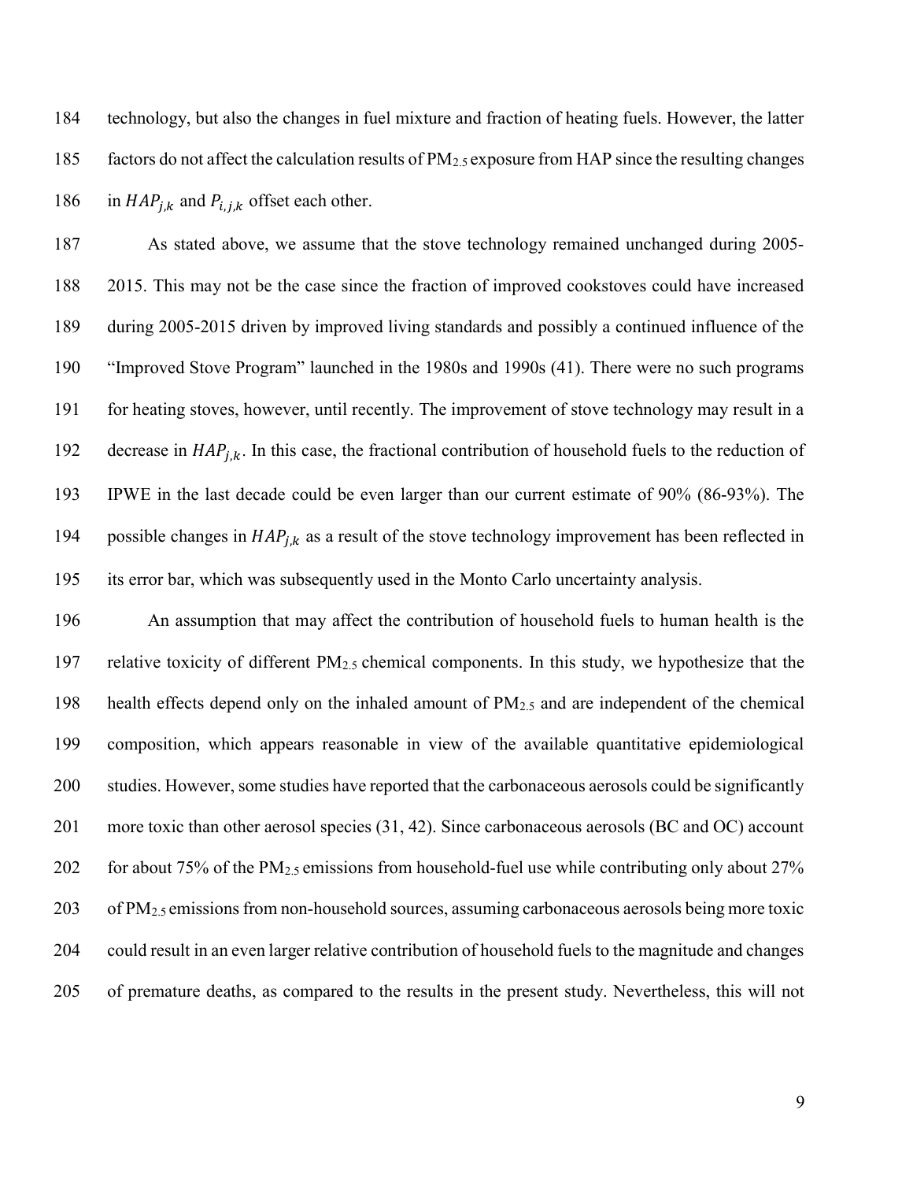technology, but also the changes in fuel mixture and fraction of heating fuels. However, the latter factors do not affect the calculation results of $PM_{2.5}$ exposure from HAP since the resulting changes in $HAP_{j,k}$ and $P_{i,j,k}$ offset each other.

As stated above, we assume that the stove technology remained unchanged during 2005-2015. This may not be the case since the fraction of improved cookstoves could have increased during 2005-2015 driven by improved living standards and possibly a continued influence of the "Improved Stove Program" launched in the 1980s and 1990s (41). There were no such programs for heating stoves, however, until recently. The improvement of stove technology may result in a decrease in $HAP_{j,k}$. In this case, the fractional contribution of household fuels to the reduction of IPWE in the last decade could be even larger than our current estimate of 90% (86-93%). The possible changes in $HAP_{j,k}$ as a result of the stove technology improvement has been reflected in its error bar, which was subsequently used in the Monto Carlo uncertainty analysis.

An assumption that may affect the contribution of household fuels to human health is the relative toxicity of different $PM_{2.5}$ chemical components. In this study, we hypothesize that the health effects depend only on the inhaled amount of $PM_{2.5}$ and are independent of the chemical composition, which appears reasonable in view of the available quantitative epidemiological studies. However, some studies have reported that the carbonaceous aerosols could be significantly more toxic than other aerosol species (31, 42). Since carbonaceous aerosols (BC and OC) account for about 75% of the $PM_{2.5}$ emissions from household-fuel use while contributing only about 27% of $PM_{2.5}$ emissions from non-household sources, assuming carbonaceous aerosols being more toxic could result in an even larger relative contribution of household fuels to the magnitude and changes of premature deaths, as compared to the results in the present study. Nevertheless, this will not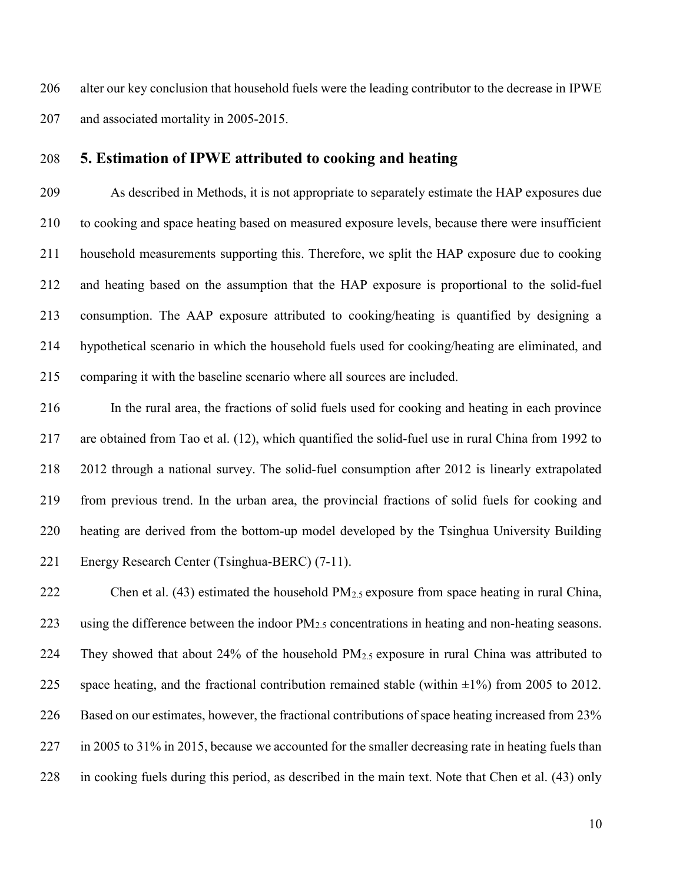alter our key conclusion that household fuels were the leading contributor to the decrease in IPWE and associated mortality in 2005-2015.

## 5. Estimation of IPWE attributed to cooking and heating

As described in Methods, it is not appropriate to separately estimate the HAP exposures due to cooking and space heating based on measured exposure levels, because there were insufficient household measurements supporting this. Therefore, we split the HAP exposure due to cooking and heating based on the assumption that the HAP exposure is proportional to the solid-fuel consumption. The AAP exposure attributed to cooking/heating is quantified by designing a hypothetical scenario in which the household fuels used for cooking/heating are eliminated, and comparing it with the baseline scenario where all sources are included.

In the rural area, the fractions of solid fuels used for cooking and heating in each province are obtained from Tao et al. (12), which quantified the solid-fuel use in rural China from 1992 to 2012 through a national survey. The solid-fuel consumption after 2012 is linearly extrapolated from previous trend. In the urban area, the provincial fractions of solid fuels for cooking and heating are derived from the bottom-up model developed by the Tsinghua University Building Energy Research Center (Tsinghua-BERC) (7-11).

Chen et al. (43) estimated the household $PM_{2.5}$ exposure from space heating in rural China, using the difference between the indoor $PM_{2.5}$ concentrations in heating and non-heating seasons. They showed that about 24% of the household $PM_{2.5}$ exposure in rural China was attributed to space heating, and the fractional contribution remained stable (within $\pm1\%$) from 2005 to 2012. Based on our estimates, however, the fractional contributions of space heating increased from 23% in 2005 to 31% in 2015, because we accounted for the smaller decreasing rate in heating fuels than in cooking fuels during this period, as described in the main text. Note that Chen et al. (43) only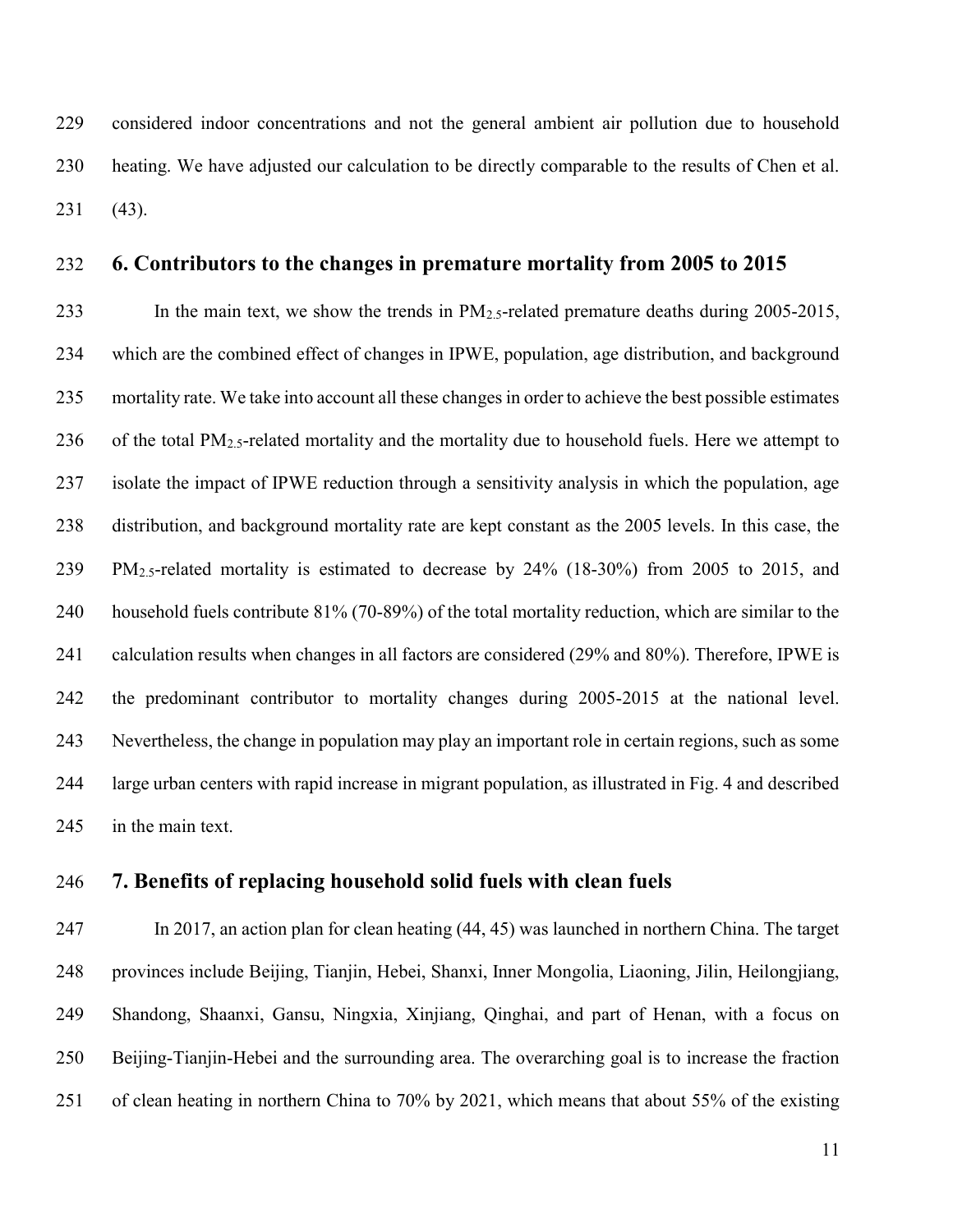considered indoor concentrations and not the general ambient air pollution due to household heating. We have adjusted our calculation to be directly comparable to the results of Chen et al. (43).

## 6. Contributors to the changes in premature mortality from 2005 to 2015

In the main text, we show the trends in $PM_{2.5}$-related premature deaths during 2005-2015, which are the combined effect of changes in IPWE, population, age distribution, and background mortality rate. We take into account all these changes in order to achieve the best possible estimates of the total $PM_{2.5}$-related mortality and the mortality due to household fuels. Here we attempt to isolate the impact of IPWE reduction through a sensitivity analysis in which the population, age distribution, and background mortality rate are kept constant as the 2005 levels. In this case, the $PM_{2.5}$-related mortality is estimated to decrease by 24% (18-30%) from 2005 to 2015, and household fuels contribute 81% (70-89%) of the total mortality reduction, which are similar to the calculation results when changes in all factors are considered (29% and 80%). Therefore, IPWE is the predominant contributor to mortality changes during 2005-2015 at the national level. Nevertheless, the change in population may play an important role in certain regions, such as some large urban centers with rapid increase in migrant population, as illustrated in Fig. 4 and described in the main text.

## 7. Benefits of replacing household solid fuels with clean fuels

In 2017, an action plan for clean heating (44, 45) was launched in northern China. The target provinces include Beijing, Tianjin, Hebei, Shanxi, Inner Mongolia, Liaoning, Jilin, Heilongjiang, Shandong, Shaanxi, Gansu, Ningxia, Xinjiang, Qinghai, and part of Henan, with a focus on Beijing-Tianjin-Hebei and the surrounding area. The overarching goal is to increase the fraction of clean heating in northern China to 70% by 2021, which means that about 55% of the existing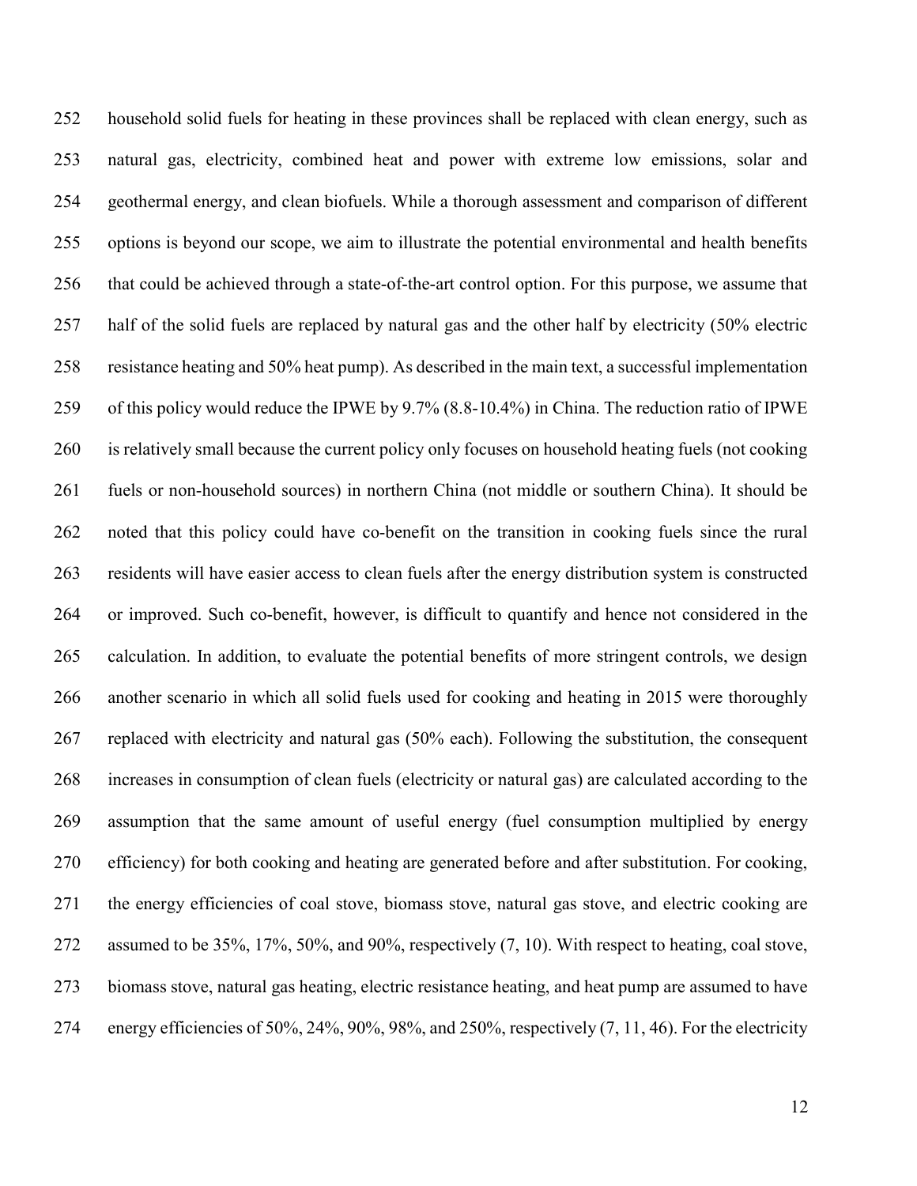household solid fuels for heating in these provinces shall be replaced with clean energy, such as natural gas, electricity, combined heat and power with extreme low emissions, solar and geothermal energy, and clean biofuels. While a thorough assessment and comparison of different options is beyond our scope, we aim to illustrate the potential environmental and health benefits that could be achieved through a state-of-the-art control option. For this purpose, we assume that half of the solid fuels are replaced by natural gas and the other half by electricity (50% electric resistance heating and 50% heat pump). As described in the main text, a successful implementation of this policy would reduce the IPWE by 9.7% (8.8-10.4%) in China. The reduction ratio of IPWE is relatively small because the current policy only focuses on household heating fuels (not cooking fuels or non-household sources) in northern China (not middle or southern China). It should be noted that this policy could have co-benefit on the transition in cooking fuels since the rural residents will have easier access to clean fuels after the energy distribution system is constructed or improved. Such co-benefit, however, is difficult to quantify and hence not considered in the calculation. In addition, to evaluate the potential benefits of more stringent controls, we design another scenario in which all solid fuels used for cooking and heating in 2015 were thoroughly replaced with electricity and natural gas (50% each). Following the substitution, the consequent increases in consumption of clean fuels (electricity or natural gas) are calculated according to the assumption that the same amount of useful energy (fuel consumption multiplied by energy efficiency) for both cooking and heating are generated before and after substitution. For cooking, the energy efficiencies of coal stove, biomass stove, natural gas stove, and electric cooking are assumed to be 35%, 17%, 50%, and 90%, respectively (7, 10). With respect to heating, coal stove, biomass stove, natural gas heating, electric resistance heating, and heat pump are assumed to have energy efficiencies of 50%, 24%, 90%, 98%, and 250%, respectively (7, 11, 46). For the electricity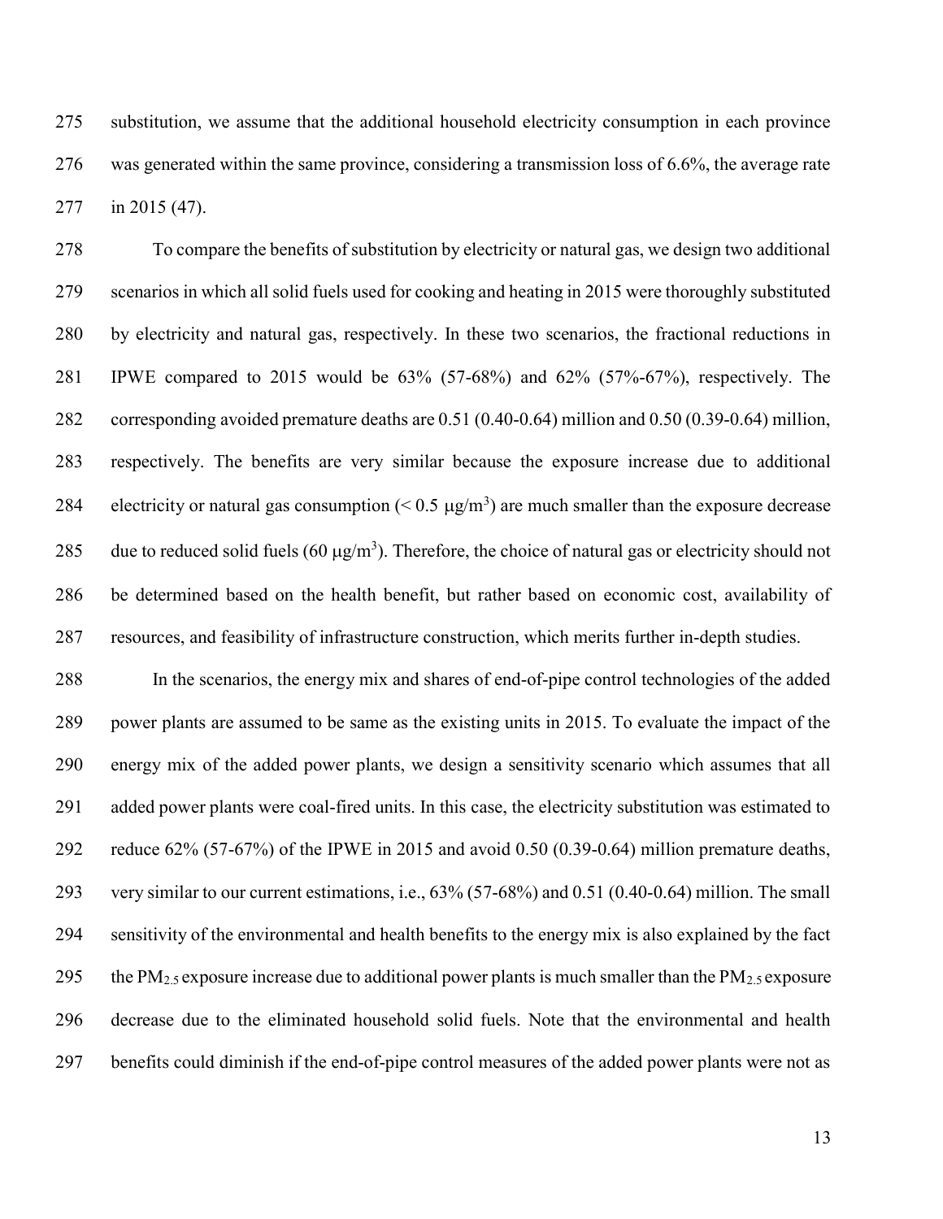substitution, we assume that the additional household electricity consumption in each province was generated within the same province, considering a transmission loss of 6.6%, the average rate in 2015 (47).

To compare the benefits of substitution by electricity or natural gas, we design two additional scenarios in which all solid fuels used for cooking and heating in 2015 were thoroughly substituted by electricity and natural gas, respectively. In these two scenarios, the fractional reductions in IPWE compared to 2015 would be 63% (57-68%) and 62% (57%-67%), respectively. The corresponding avoided premature deaths are 0.51 (0.40-0.64) million and 0.50 (0.39-0.64) million, respectively. The benefits are very similar because the exposure increase due to additional electricity or natural gas consumption (< 0.5 $\mu g/m^3$) are much smaller than the exposure decrease due to reduced solid fuels (60 $\mu g/m^3$). Therefore, the choice of natural gas or electricity should not be determined based on the health benefit, but rather based on economic cost, availability of resources, and feasibility of infrastructure construction, which merits further in-depth studies.

In the scenarios, the energy mix and shares of end-of-pipe control technologies of the added power plants are assumed to be same as the existing units in 2015. To evaluate the impact of the energy mix of the added power plants, we design a sensitivity scenario which assumes that all added power plants were coal-fired units. In this case, the electricity substitution was estimated to reduce 62% (57-67%) of the IPWE in 2015 and avoid 0.50 (0.39-0.64) million premature deaths, very similar to our current estimations, i.e., 63% (57-68%) and 0.51 (0.40-0.64) million. The small sensitivity of the environmental and health benefits to the energy mix is also explained by the fact the $PM_{2.5}$ exposure increase due to additional power plants is much smaller than the $PM_{2.5}$ exposure decrease due to the eliminated household solid fuels. Note that the environmental and health benefits could diminish if the end-of-pipe control measures of the added power plants were not as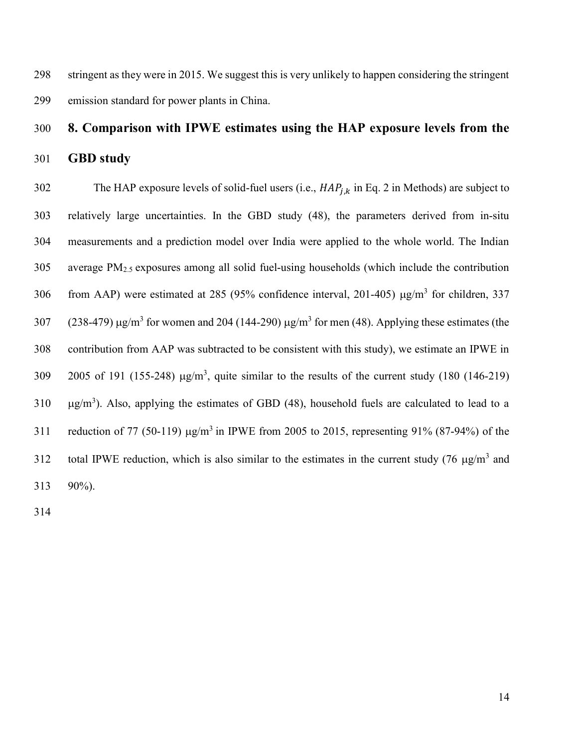stringent as they were in 2015. We suggest this is very unlikely to happen considering the stringent emission standard for power plants in China.

## 8. Comparison with IPWE estimates using the HAP exposure levels from the GBD study

The HAP exposure levels of solid-fuel users (i.e., $HAP_{j,k}$ in Eq. 2 in Methods) are subject to relatively large uncertainties. In the GBD study (48), the parameters derived from in-situ measurements and a prediction model over India were applied to the whole world. The Indian average $PM_{2.5}$ exposures among all solid fuel-using households (which include the contribution from AAP) were estimated at 285 (95% confidence interval, 201-405) μg/m$^3$ for children, 337 (238-479) μg/m$^3$ for women and 204 (144-290) μg/m$^3$ for men (48). Applying these estimates (the contribution from AAP was subtracted to be consistent with this study), we estimate an IPWE in 2005 of 191 (155-248) μg/m$^3$, quite similar to the results of the current study (180 (146-219) μg/m$^3$). Also, applying the estimates of GBD (48), household fuels are calculated to lead to a reduction of 77 (50-119) μg/m$^3$ in IPWE from 2005 to 2015, representing 91% (87-94%) of the total IPWE reduction, which is also similar to the estimates in the current study (76 μg/m$^3$ and 90%).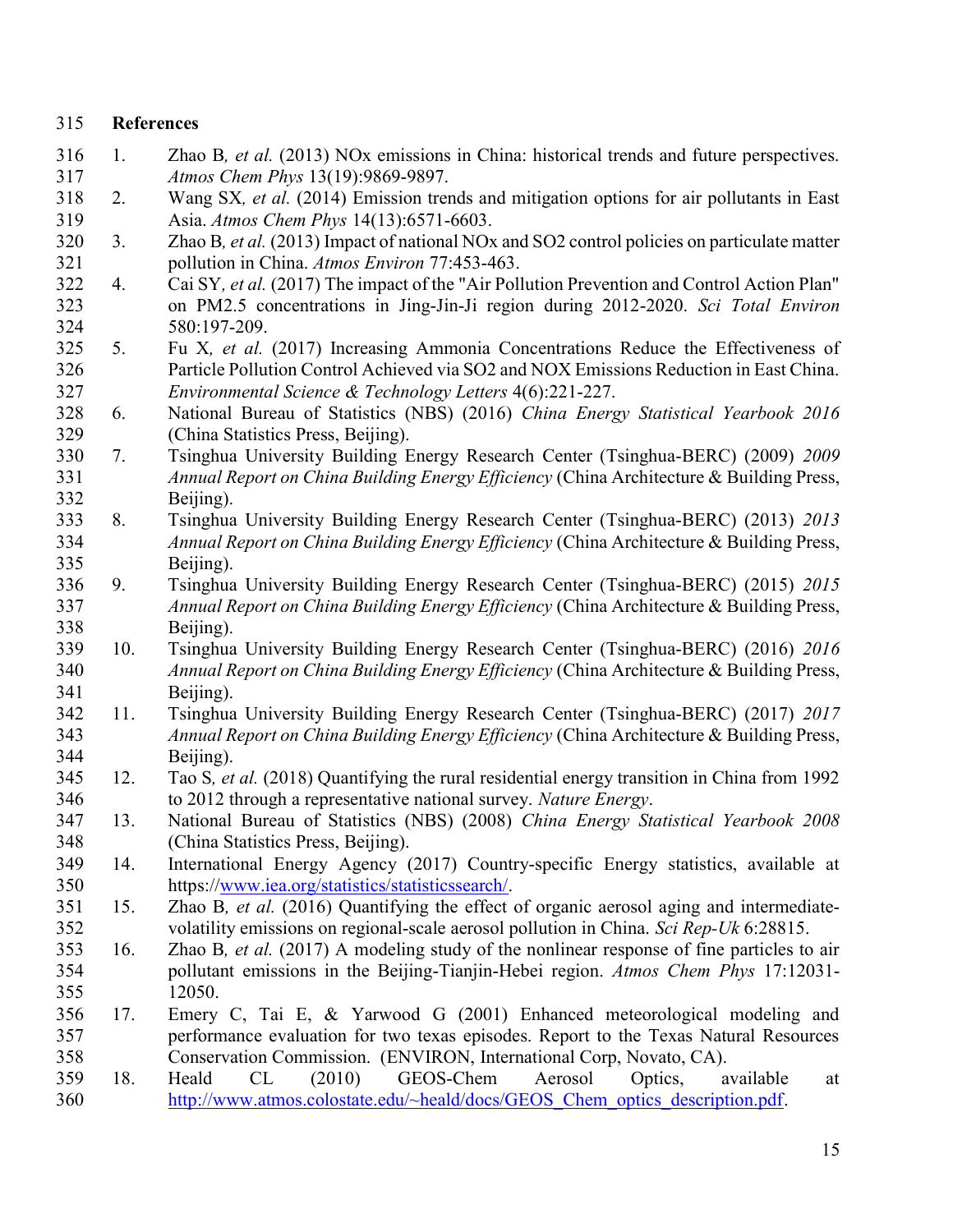## References

1. Zhao B, *et al.* (2013) NOx emissions in China: historical trends and future perspectives. *Atmos Chem Phys* 13(19):9869-9897.
2. Wang SX, *et al.* (2014) Emission trends and mitigation options for air pollutants in East Asia. *Atmos Chem Phys* 14(13):6571-6603.
3. Zhao B, *et al.* (2013) Impact of national NOx and SO2 control policies on particulate matter pollution in China. *Atmos Environ* 77:453-463.
4. Cai SY, *et al.* (2017) The impact of the "Air Pollution Prevention and Control Action Plan" on PM2.5 concentrations in Jing-Jin-Ji region during 2012-2020. *Sci Total Environ* 580:197-209.
5. Fu X, *et al.* (2017) Increasing Ammonia Concentrations Reduce the Effectiveness of Particle Pollution Control Achieved via SO2 and NOX Emissions Reduction in East China. *Environmental Science & Technology Letters* 4(6):221-227.
6. National Bureau of Statistics (NBS) (2016) *China Energy Statistical Yearbook 2016* (China Statistics Press, Beijing).
7. Tsinghua University Building Energy Research Center (Tsinghua-BERC) (2009) *2009 Annual Report on China Building Energy Efficiency* (China Architecture & Building Press, Beijing).
8. Tsinghua University Building Energy Research Center (Tsinghua-BERC) (2013) *2013 Annual Report on China Building Energy Efficiency* (China Architecture & Building Press, Beijing).
9. Tsinghua University Building Energy Research Center (Tsinghua-BERC) (2015) *2015 Annual Report on China Building Energy Efficiency* (China Architecture & Building Press, Beijing).
10. Tsinghua University Building Energy Research Center (Tsinghua-BERC) (2016) *2016 Annual Report on China Building Energy Efficiency* (China Architecture & Building Press, Beijing).
11. Tsinghua University Building Energy Research Center (Tsinghua-BERC) (2017) *2017 Annual Report on China Building Energy Efficiency* (China Architecture & Building Press, Beijing).
12. Tao S, *et al.* (2018) Quantifying the rural residential energy transition in China from 1992 to 2012 through a representative national survey. *Nature Energy*.
13. National Bureau of Statistics (NBS) (2008) *China Energy Statistical Yearbook 2008* (China Statistics Press, Beijing).
14. International Energy Agency (2017) Country-specific Energy statistics, available at https://www.iea.org/statistics/statisticssearch/.
15. Zhao B, *et al.* (2016) Quantifying the effect of organic aerosol aging and intermediate-volatility emissions on regional-scale aerosol pollution in China. *Sci Rep-Uk* 6:28815.
16. Zhao B, *et al.* (2017) A modeling study of the nonlinear response of fine particles to air pollutant emissions in the Beijing-Tianjin-Hebei region. *Atmos Chem Phys* 17:12031-12050.
17. Emery C, Tai E, & Yarwood G (2001) Enhanced meteorological modeling and performance evaluation for two texas episodes. Report to the Texas Natural Resources Conservation Commission. (ENVIRON, International Corp, Novato, CA).
18. Heald CL (2010) GEOS-Chem Aerosol Optics, available at http://www.atmos.colostate.edu/~heald/docs/GEOS_Chem_optics_description.pdf.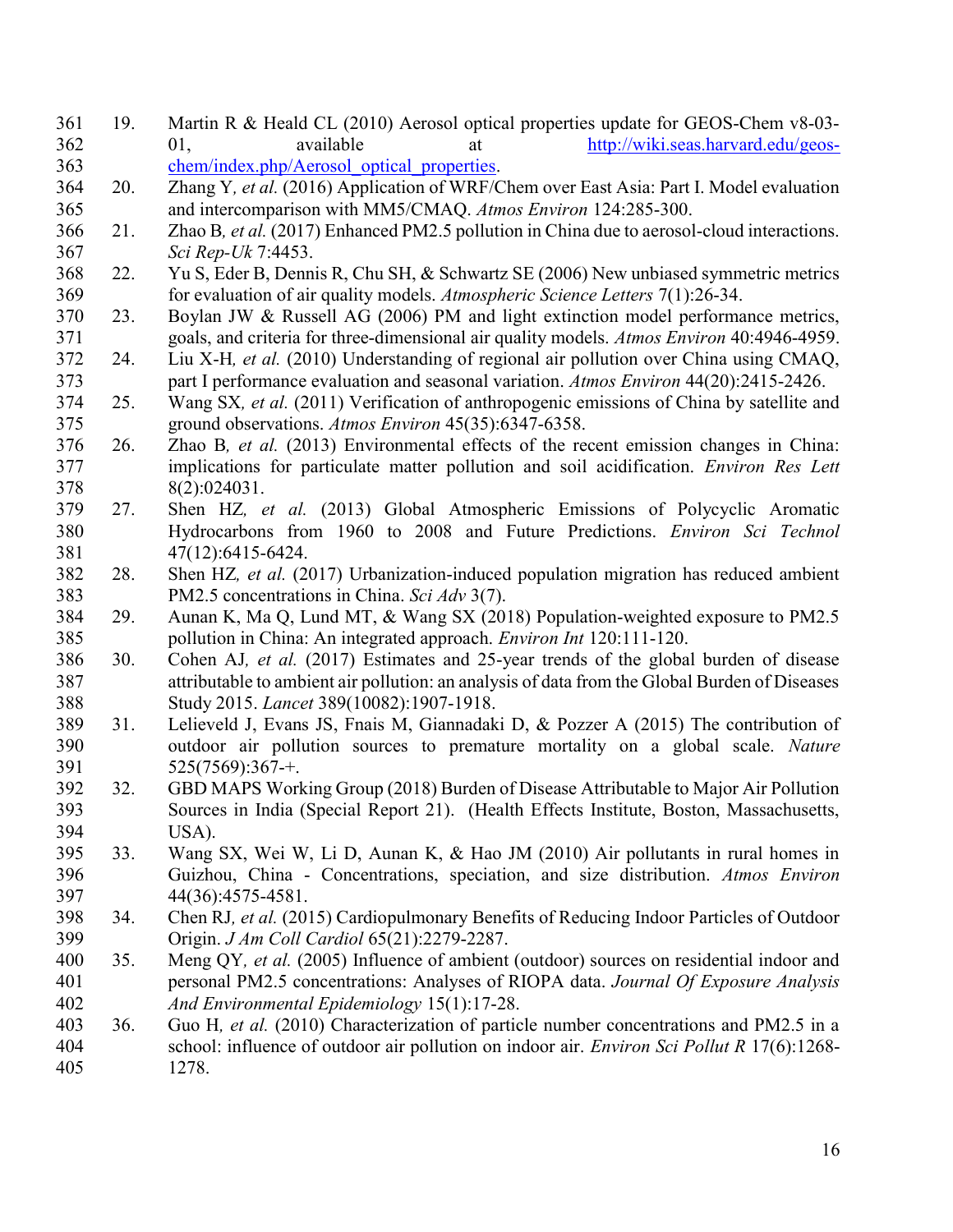19. Martin R & Heald CL (2010) Aerosol optical properties update for GEOS-Chem v8-03-01, available at http://wiki.seas.harvard.edu/geos-chem/index.php/Aerosol_optical_properties.
20. Zhang Y*, et al.* (2016) Application of WRF/Chem over East Asia: Part I. Model evaluation and intercomparison with MM5/CMAQ. *Atmos Environ* 124:285-300.
21. Zhao B*, et al.* (2017) Enhanced PM2.5 pollution in China due to aerosol-cloud interactions. *Sci Rep-Uk* 7:4453.
22. Yu S, Eder B, Dennis R, Chu SH, & Schwartz SE (2006) New unbiased symmetric metrics for evaluation of air quality models. *Atmospheric Science Letters* 7(1):26-34.
23. Boylan JW & Russell AG (2006) PM and light extinction model performance metrics, goals, and criteria for three-dimensional air quality models. *Atmos Environ* 40:4946-4959.
24. Liu X-H*, et al.* (2010) Understanding of regional air pollution over China using CMAQ, part I performance evaluation and seasonal variation. *Atmos Environ* 44(20):2415-2426.
25. Wang SX*, et al.* (2011) Verification of anthropogenic emissions of China by satellite and ground observations. *Atmos Environ* 45(35):6347-6358.
26. Zhao B*, et al.* (2013) Environmental effects of the recent emission changes in China: implications for particulate matter pollution and soil acidification. *Environ Res Lett* 8(2):024031.
27. Shen HZ*, et al.* (2013) Global Atmospheric Emissions of Polycyclic Aromatic Hydrocarbons from 1960 to 2008 and Future Predictions. *Environ Sci Technol* 47(12):6415-6424.
28. Shen HZ*, et al.* (2017) Urbanization-induced population migration has reduced ambient PM2.5 concentrations in China. *Sci Adv* 3(7).
29. Aunan K, Ma Q, Lund MT, & Wang SX (2018) Population-weighted exposure to PM2.5 pollution in China: An integrated approach. *Environ Int* 120:111-120.
30. Cohen AJ*, et al.* (2017) Estimates and 25-year trends of the global burden of disease attributable to ambient air pollution: an analysis of data from the Global Burden of Diseases Study 2015. *Lancet* 389(10082):1907-1918.
31. Lelieveld J, Evans JS, Fnais M, Giannadaki D, & Pozzer A (2015) The contribution of outdoor air pollution sources to premature mortality on a global scale. *Nature* 525(7569):367-+.
32. GBD MAPS Working Group (2018) Burden of Disease Attributable to Major Air Pollution Sources in India (Special Report 21). (Health Effects Institute, Boston, Massachusetts, USA).
33. Wang SX, Wei W, Li D, Aunan K, & Hao JM (2010) Air pollutants in rural homes in Guizhou, China - Concentrations, speciation, and size distribution. *Atmos Environ* 44(36):4575-4581.
34. Chen RJ*, et al.* (2015) Cardiopulmonary Benefits of Reducing Indoor Particles of Outdoor Origin. *J Am Coll Cardiol* 65(21):2279-2287.
35. Meng QY*, et al.* (2005) Influence of ambient (outdoor) sources on residential indoor and personal PM2.5 concentrations: Analyses of RIOPA data. *Journal Of Exposure Analysis And Environmental Epidemiology* 15(1):17-28.
36. Guo H*, et al.* (2010) Characterization of particle number concentrations and PM2.5 in a school: influence of outdoor air pollution on indoor air. *Environ Sci Pollut R* 17(6):1268-1278.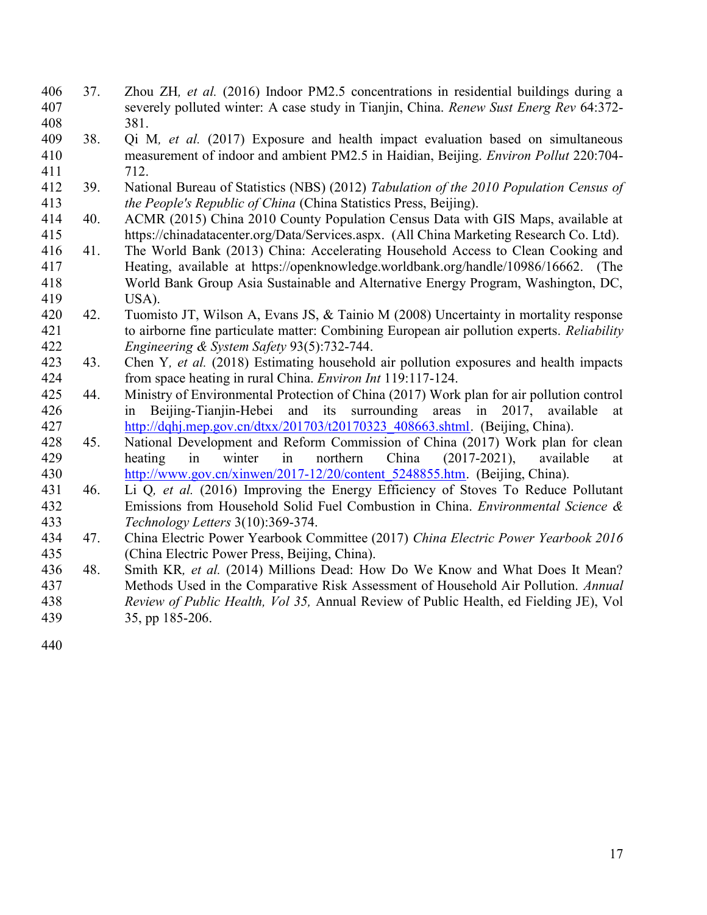37. Zhou ZH*, et al.* (2016) Indoor PM2.5 concentrations in residential buildings during a severely polluted winter: A case study in Tianjin, China. *Renew Sust Energ Rev* 64:372-381.
38. Qi M*, et al.* (2017) Exposure and health impact evaluation based on simultaneous measurement of indoor and ambient PM2.5 in Haidian, Beijing. *Environ Pollut* 220:704-712.
39. National Bureau of Statistics (NBS) (2012) *Tabulation of the 2010 Population Census of the People's Republic of China* (China Statistics Press, Beijing).
40. ACMR (2015) China 2010 County Population Census Data with GIS Maps, available at https://chinadatacenter.org/Data/Services.aspx. (All China Marketing Research Co. Ltd).
41. The World Bank (2013) China: Accelerating Household Access to Clean Cooking and Heating, available at https://openknowledge.worldbank.org/handle/10986/16662. (The World Bank Group Asia Sustainable and Alternative Energy Program, Washington, DC, USA).
42. Tuomisto JT, Wilson A, Evans JS, & Tainio M (2008) Uncertainty in mortality response to airborne fine particulate matter: Combining European air pollution experts. *Reliability Engineering & System Safety* 93(5):732-744.
43. Chen Y*, et al.* (2018) Estimating household air pollution exposures and health impacts from space heating in rural China. *Environ Int* 119:117-124.
44. Ministry of Environmental Protection of China (2017) Work plan for air pollution control in Beijing-Tianjin-Hebei and its surrounding areas in 2017, available at http://dqhj.mep.gov.cn/dtxx/201703/t20170323_408663.shtml. (Beijing, China).
45. National Development and Reform Commission of China (2017) Work plan for clean heating in winter in northern China (2017-2021), available at http://www.gov.cn/xinwen/2017-12/20/content_5248855.htm. (Beijing, China).
46. Li Q*, et al.* (2016) Improving the Energy Efficiency of Stoves To Reduce Pollutant Emissions from Household Solid Fuel Combustion in China. *Environmental Science & Technology Letters* 3(10):369-374.
47. China Electric Power Yearbook Committee (2017) *China Electric Power Yearbook 2016* (China Electric Power Press, Beijing, China).
48. Smith KR*, et al.* (2014) Millions Dead: How Do We Know and What Does It Mean? Methods Used in the Comparative Risk Assessment of Household Air Pollution. *Annual Review of Public Health, Vol 35,* Annual Review of Public Health, ed Fielding JE), Vol 35, pp 185-206.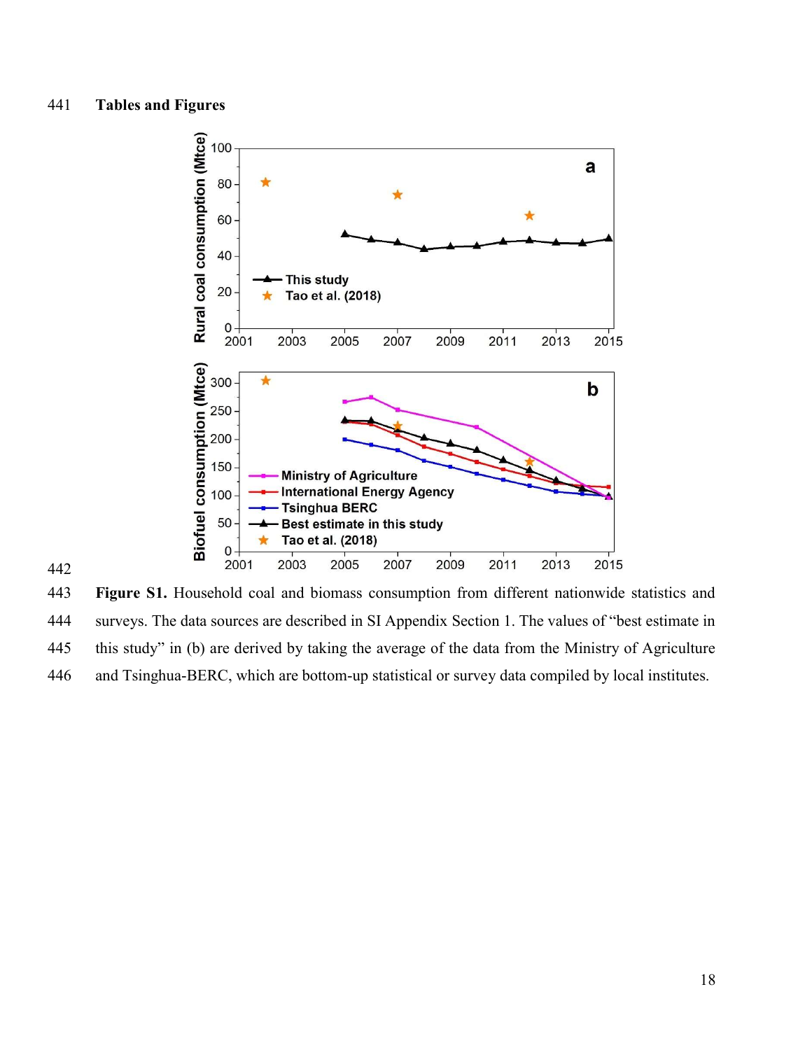## Tables and Figures

**Figure S1.** Household coal and biomass consumption from different nationwide statistics and surveys. The data sources are described in SI Appendix Section 1. The values of "best estimate in this study" in (b) are derived by taking the average of the data from the Ministry of Agriculture and Tsinghua-BERC, which are bottom-up statistical or survey data compiled by local institutes.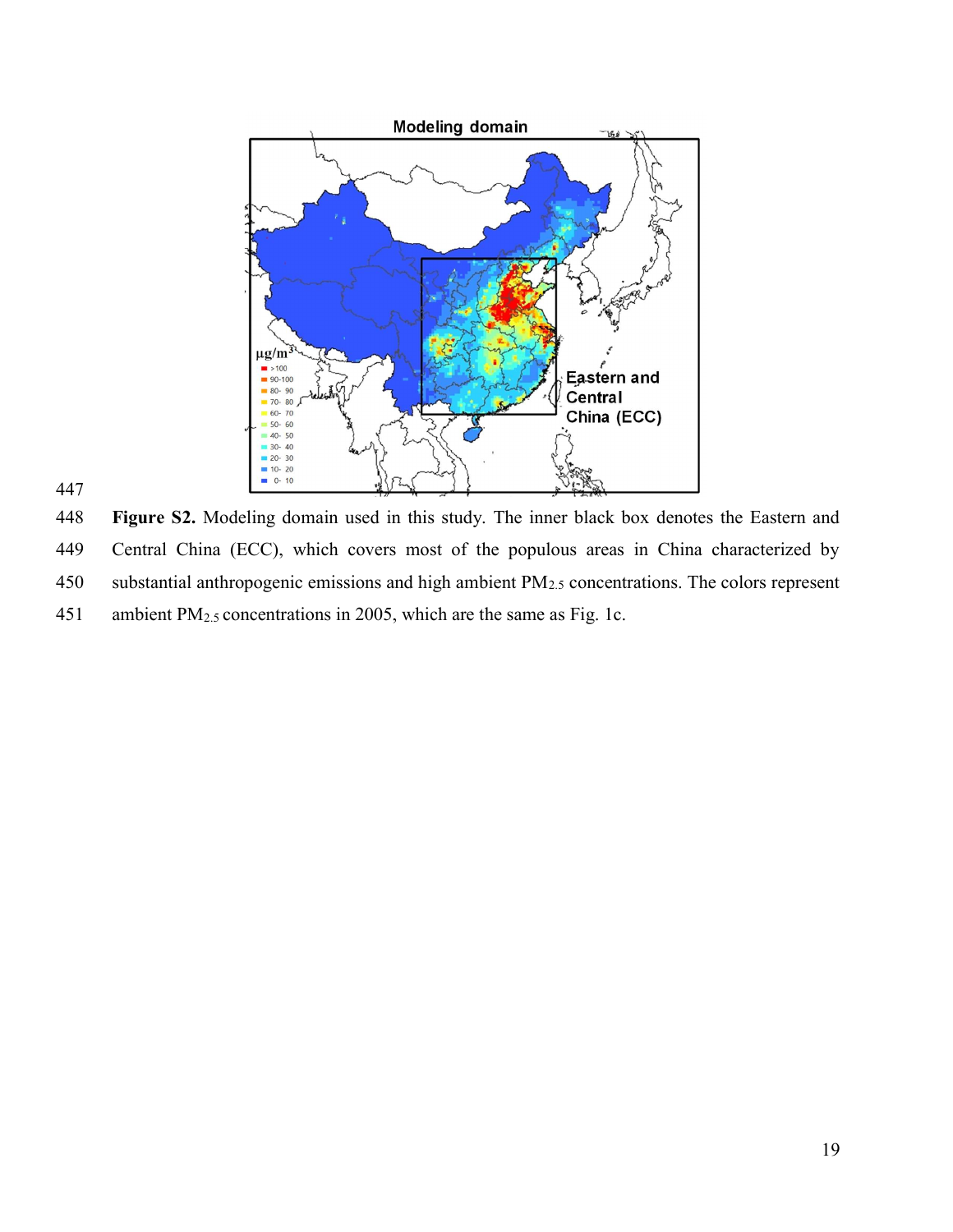**Figure S2.** Modeling domain used in this study. The inner black box denotes the Eastern and Central China (ECC), which covers most of the populous areas in China characterized by substantial anthropogenic emissions and high ambient $PM_{2.5}$ concentrations. The colors represent ambient $PM_{2.5}$ concentrations in 2005, which are the same as Fig. 1c.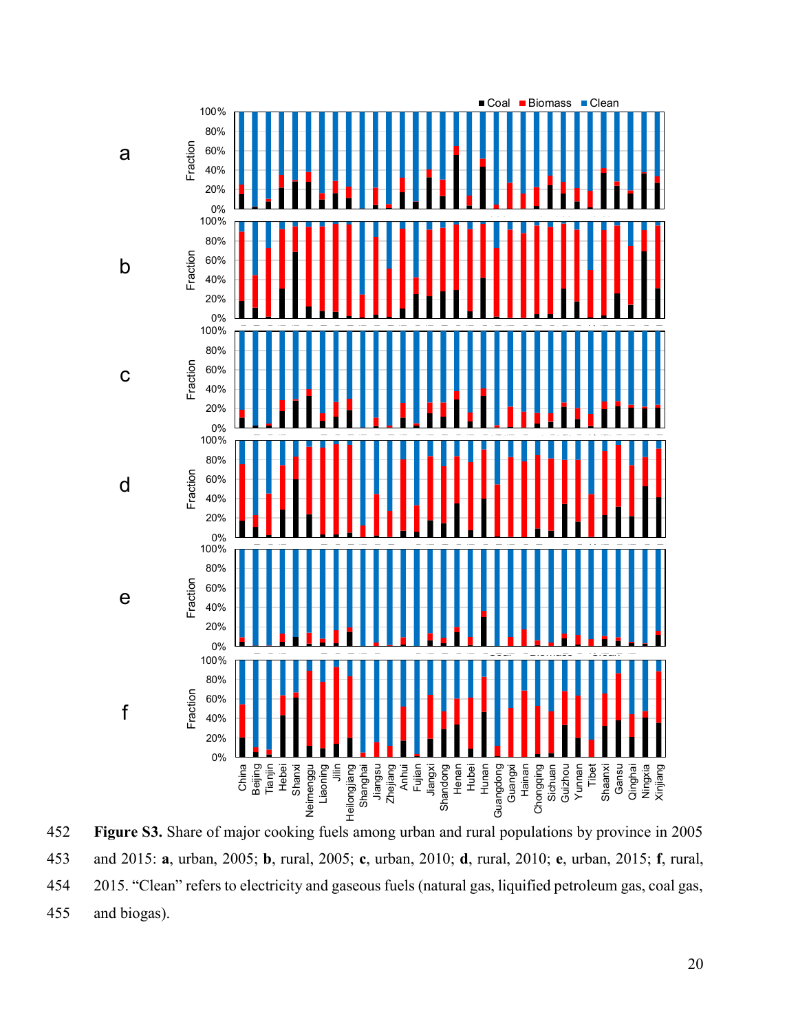Figure S3. Share of major cooking fuels among urban and rural populations by province in 2005 and 2015: **a**, urban, 2005; **b**, rural, 2005; **c**, urban, 2010; **d**, rural, 2010; **e**, urban, 2015; **f**, rural, 2015. "Clean" refers to electricity and gaseous fuels (natural gas, liquified petroleum gas, coal gas, and biogas).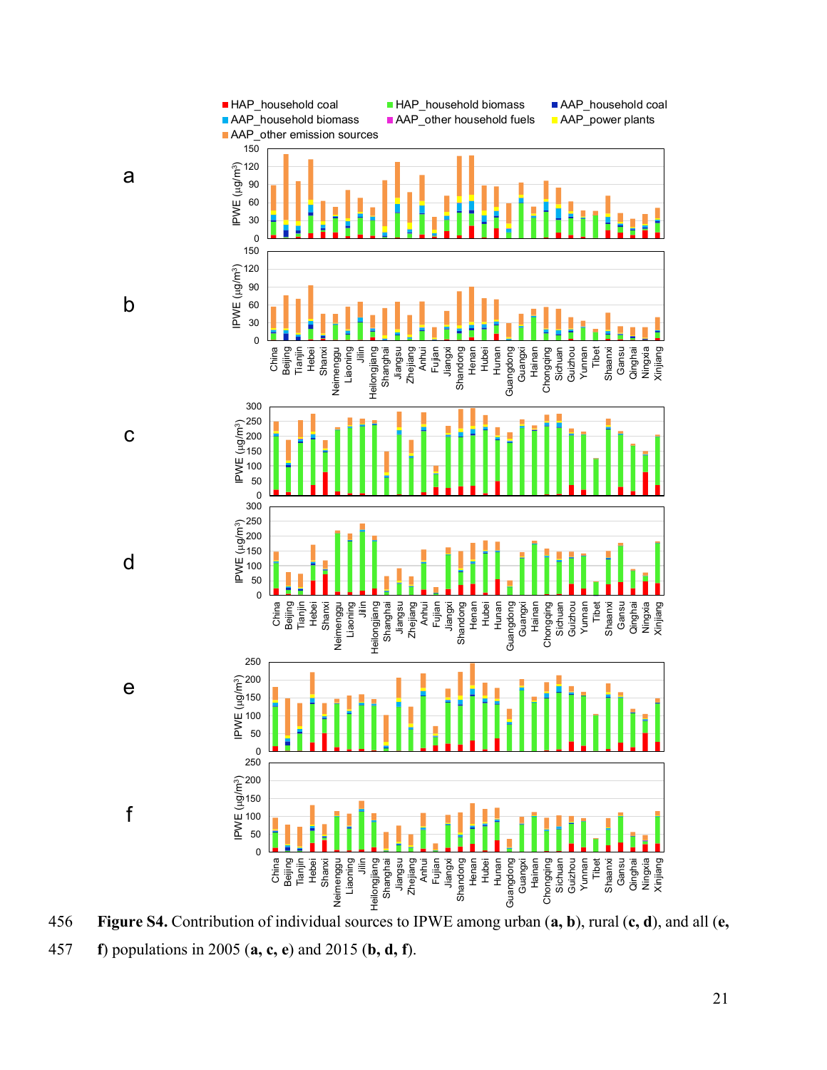456 **Figure S4.** Contribution of individual sources to IPWE among urban (**a, b**), rural (**c, d**), and all (**e,**

457 **f**) populations in 2005 (**a, c, e**) and 2015 (**b, d, f**).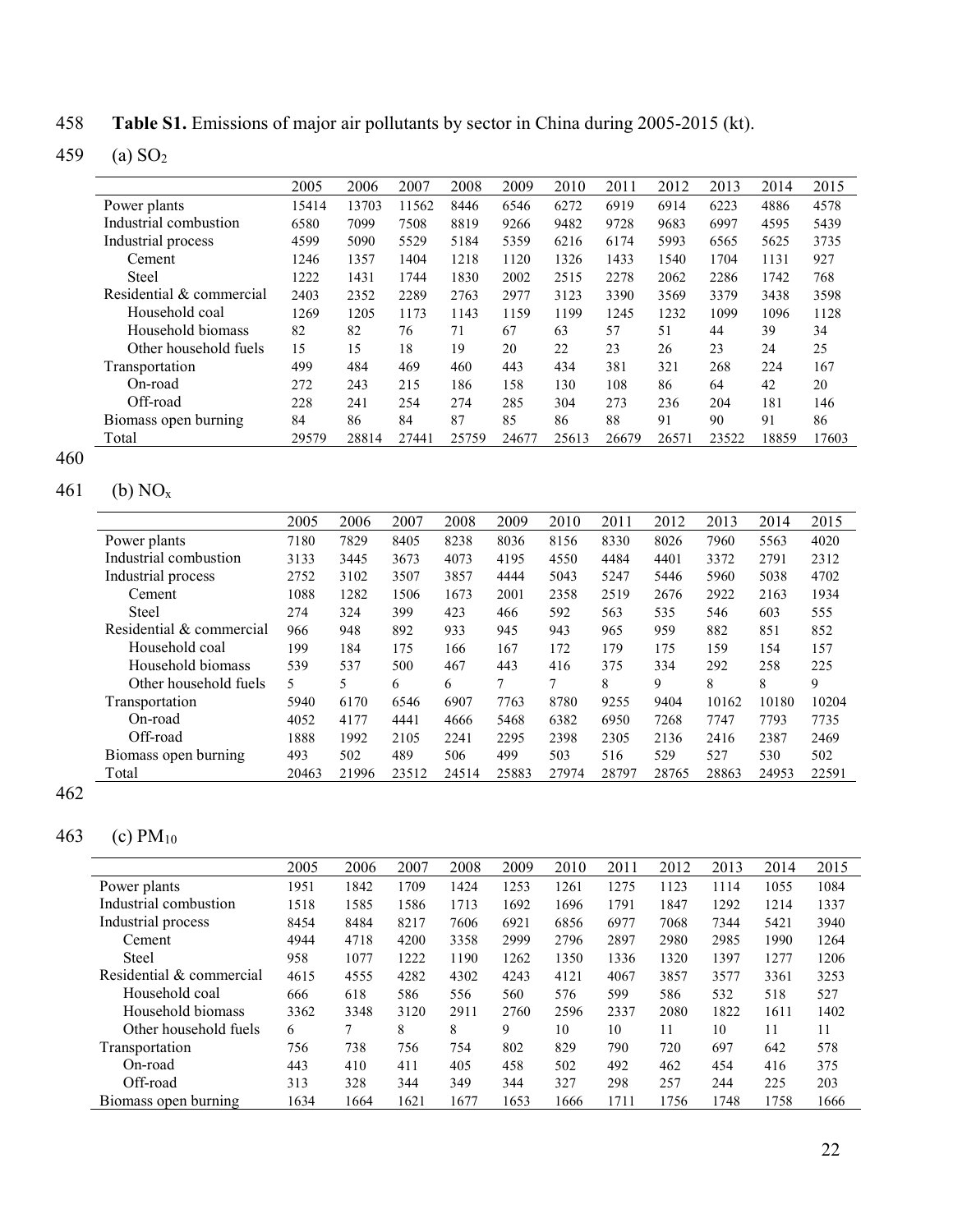**Table S1.** Emissions of major air pollutants by sector in China during 2005-2015 (kt).

(a) $SO_2$

| | 2005 | 2006 | 2007 | 2008 | 2009 | 2010 | 2011 | 2012 | 2013 | 2014 | 2015 |
|---|---|---|---|---|---|---|---|---|---|---|---|
| Power plants | 15414 | 13703 | 11562 | 8446 | 6546 | 6272 | 6919 | 6914 | 6223 | 4886 | 4578 |
| Industrial combustion | 6580 | 7099 | 7508 | 8819 | 9266 | 9482 | 9728 | 9683 | 6997 | 4595 | 5439 |
| Industrial process | 4599 | 5090 | 5529 | 5184 | 5359 | 6216 | 6174 | 5993 | 6565 | 5625 | 3735 |
| Cement | 1246 | 1357 | 1404 | 1218 | 1120 | 1326 | 1433 | 1540 | 1704 | 1131 | 927 |
| Steel | 1222 | 1431 | 1744 | 1830 | 2002 | 2515 | 2278 | 2062 | 2286 | 1742 | 768 |
| Residential & commercial | 2403 | 2352 | 2289 | 2763 | 2977 | 3123 | 3390 | 3569 | 3379 | 3438 | 3598 |
| Household coal | 1269 | 1205 | 1173 | 1143 | 1159 | 1199 | 1245 | 1232 | 1099 | 1096 | 1128 |
| Household biomass | 82 | 82 | 76 | 71 | 67 | 63 | 57 | 51 | 44 | 39 | 34 |
| Other household fuels | 15 | 15 | 18 | 19 | 20 | 22 | 23 | 26 | 23 | 24 | 25 |
| Transportation | 499 | 484 | 469 | 460 | 443 | 434 | 381 | 321 | 268 | 224 | 167 |
| On-road | 272 | 243 | 215 | 186 | 158 | 130 | 108 | 86 | 64 | 42 | 20 |
| Off-road | 228 | 241 | 254 | 274 | 285 | 304 | 273 | 236 | 204 | 181 | 146 |
| Biomass open burning | 84 | 86 | 84 | 87 | 85 | 86 | 88 | 91 | 90 | 91 | 86 |
| Total | 29579 | 28814 | 27441 | 25759 | 24677 | 25613 | 26679 | 26571 | 23522 | 18859 | 17603 |

(b) $NO_x$

| | 2005 | 2006 | 2007 | 2008 | 2009 | 2010 | 2011 | 2012 | 2013 | 2014 | 2015 |
|---|---|---|---|---|---|---|---|---|---|---|---|
| Power plants | 7180 | 7829 | 8405 | 8238 | 8036 | 8156 | 8330 | 8026 | 7960 | 5563 | 4020 |
| Industrial combustion | 3133 | 3445 | 3673 | 4073 | 4195 | 4550 | 4484 | 4401 | 3372 | 2791 | 2312 |
| Industrial process | 2752 | 3102 | 3507 | 3857 | 4444 | 5043 | 5247 | 5446 | 5960 | 5038 | 4702 |
| Cement | 1088 | 1282 | 1506 | 1673 | 2001 | 2358 | 2519 | 2676 | 2922 | 2163 | 1934 |
| Steel | 274 | 324 | 399 | 423 | 466 | 592 | 563 | 535 | 546 | 603 | 555 |
| Residential & commercial | 966 | 948 | 892 | 933 | 945 | 943 | 965 | 959 | 882 | 851 | 852 |
| Household coal | 199 | 184 | 175 | 166 | 167 | 172 | 179 | 175 | 159 | 154 | 157 |
| Household biomass | 539 | 537 | 500 | 467 | 443 | 416 | 375 | 334 | 292 | 258 | 225 |
| Other household fuels | 5 | 5 | 6 | 6 | 7 | 7 | 8 | 9 | 8 | 8 | 9 |
| Transportation | 5940 | 6170 | 6546 | 6907 | 7763 | 8780 | 9255 | 9404 | 10162 | 10180 | 10204 |
| On-road | 4052 | 4177 | 4441 | 4666 | 5468 | 6382 | 6950 | 7268 | 7747 | 7793 | 7735 |
| Off-road | 1888 | 1992 | 2105 | 2241 | 2295 | 2398 | 2305 | 2136 | 2416 | 2387 | 2469 |
| Biomass open burning | 493 | 502 | 489 | 506 | 499 | 503 | 516 | 529 | 527 | 530 | 502 |
| Total | 20463 | 21996 | 23512 | 24514 | 25883 | 27974 | 28797 | 28765 | 28863 | 24953 | 22591 |

(c) $PM_{10}$

| | 2005 | 2006 | 2007 | 2008 | 2009 | 2010 | 2011 | 2012 | 2013 | 2014 | 2015 |
|---|---|---|---|---|---|---|---|---|---|---|---|
| Power plants | 1951 | 1842 | 1709 | 1424 | 1253 | 1261 | 1275 | 1123 | 1114 | 1055 | 1084 |
| Industrial combustion | 1518 | 1585 | 1586 | 1713 | 1692 | 1696 | 1791 | 1847 | 1292 | 1214 | 1337 |
| Industrial process | 8454 | 8484 | 8217 | 7606 | 6921 | 6856 | 6977 | 7068 | 7344 | 5421 | 3940 |
| Cement | 4944 | 4718 | 4200 | 3358 | 2999 | 2796 | 2897 | 2980 | 2985 | 1990 | 1264 |
| Steel | 958 | 1077 | 1222 | 1190 | 1262 | 1350 | 1336 | 1320 | 1397 | 1277 | 1206 |
| Residential & commercial | 4615 | 4555 | 4282 | 4302 | 4243 | 4121 | 4067 | 3857 | 3577 | 3361 | 3253 |
| Household coal | 666 | 618 | 586 | 556 | 560 | 576 | 599 | 586 | 532 | 518 | 527 |
| Household biomass | 3362 | 3348 | 3120 | 2911 | 2760 | 2596 | 2337 | 2080 | 1822 | 1611 | 1402 |
| Other household fuels | 6 | 7 | 8 | 8 | 9 | 10 | 10 | 11 | 10 | 11 | 11 |
| Transportation | 756 | 738 | 756 | 754 | 802 | 829 | 790 | 720 | 697 | 642 | 578 |
| On-road | 443 | 410 | 411 | 405 | 458 | 502 | 492 | 462 | 454 | 416 | 375 |
| Off-road | 313 | 328 | 344 | 349 | 344 | 327 | 298 | 257 | 244 | 225 | 203 |
| Biomass open burning | 1634 | 1664 | 1621 | 1677 | 1653 | 1666 | 1711 | 1756 | 1748 | 1758 | 1666 |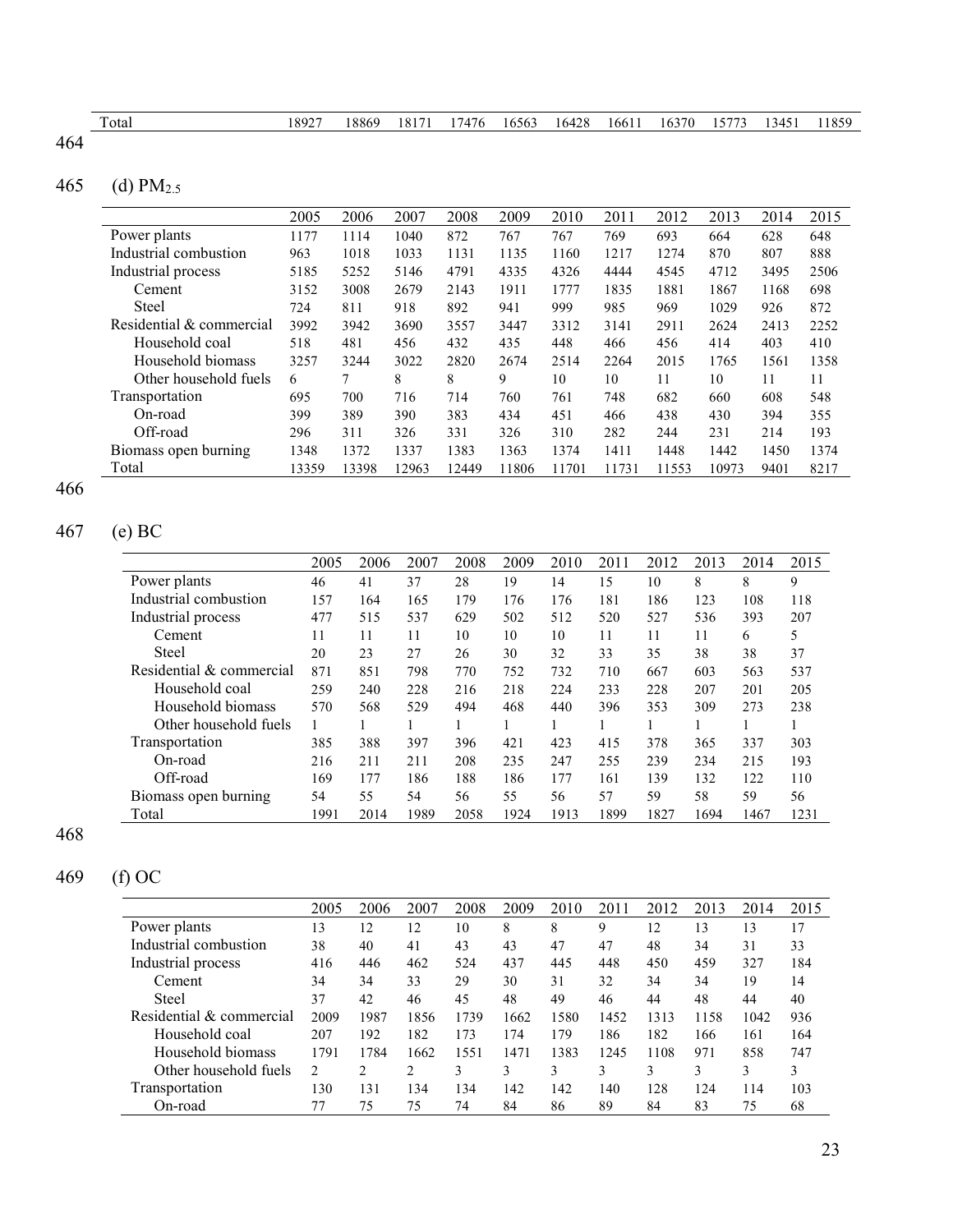| Total | 18927 | 18869 | 18171 | 17476 | 16563 | 16428 | 16611 | 16370 | 15773 | 13451 | 11859 |
|---|---|---|---|---|---|---|---|---|---|---|---|

(d) $PM_{2.5}$

| | 2005 | 2006 | 2007 | 2008 | 2009 | 2010 | 2011 | 2012 | 2013 | 2014 | 2015 |
|---|---|---|---|---|---|---|---|---|---|---|---|
| Power plants | 1177 | 1114 | 1040 | 872 | 767 | 767 | 769 | 693 | 664 | 628 | 648 |
| Industrial combustion | 963 | 1018 | 1033 | 1131 | 1135 | 1160 | 1217 | 1274 | 870 | 807 | 888 |
| Industrial process | 5185 | 5252 | 5146 | 4791 | 4335 | 4326 | 4444 | 4545 | 4712 | 3495 | 2506 |
| Cement | 3152 | 3008 | 2679 | 2143 | 1911 | 1777 | 1835 | 1881 | 1867 | 1168 | 698 |
| Steel | 724 | 811 | 918 | 892 | 941 | 999 | 985 | 969 | 1029 | 926 | 872 |
| Residential & commercial | 3992 | 3942 | 3690 | 3557 | 3447 | 3312 | 3141 | 2911 | 2624 | 2413 | 2252 |
| Household coal | 518 | 481 | 456 | 432 | 435 | 448 | 466 | 456 | 414 | 403 | 410 |
| Household biomass | 3257 | 3244 | 3022 | 2820 | 2674 | 2514 | 2264 | 2015 | 1765 | 1561 | 1358 |
| Other household fuels | 6 | 7 | 8 | 8 | 9 | 10 | 10 | 11 | 10 | 11 | 11 |
| Transportation | 695 | 700 | 716 | 714 | 760 | 761 | 748 | 682 | 660 | 608 | 548 |
| On-road | 399 | 389 | 390 | 383 | 434 | 451 | 466 | 438 | 430 | 394 | 355 |
| Off-road | 296 | 311 | 326 | 331 | 326 | 310 | 282 | 244 | 231 | 214 | 193 |
| Biomass open burning | 1348 | 1372 | 1337 | 1383 | 1363 | 1374 | 1411 | 1448 | 1442 | 1450 | 1374 |
| Total | 13359 | 13398 | 12963 | 12449 | 11806 | 11701 | 11731 | 11553 | 10973 | 9401 | 8217 |

(e) BC

| | 2005 | 2006 | 2007 | 2008 | 2009 | 2010 | 2011 | 2012 | 2013 | 2014 | 2015 |
|---|---|---|---|---|---|---|---|---|---|---|---|
| Power plants | 46 | 41 | 37 | 28 | 19 | 14 | 15 | 10 | 8 | 8 | 9 |
| Industrial combustion | 157 | 164 | 165 | 179 | 176 | 176 | 181 | 186 | 123 | 108 | 118 |
| Industrial process | 477 | 515 | 537 | 629 | 502 | 512 | 520 | 527 | 536 | 393 | 207 |
| Cement | 11 | 11 | 11 | 10 | 10 | 10 | 11 | 11 | 11 | 6 | 5 |
| Steel | 20 | 23 | 27 | 26 | 30 | 32 | 33 | 35 | 38 | 38 | 37 |
| Residential & commercial | 871 | 851 | 798 | 770 | 752 | 732 | 710 | 667 | 603 | 563 | 537 |
| Household coal | 259 | 240 | 228 | 216 | 218 | 224 | 233 | 228 | 207 | 201 | 205 |
| Household biomass | 570 | 568 | 529 | 494 | 468 | 440 | 396 | 353 | 309 | 273 | 238 |
| Other household fuels | 1 | 1 | 1 | 1 | 1 | 1 | 1 | 1 | 1 | 1 | 1 |
| Transportation | 385 | 388 | 397 | 396 | 421 | 423 | 415 | 378 | 365 | 337 | 303 |
| On-road | 216 | 211 | 211 | 208 | 235 | 247 | 255 | 239 | 234 | 215 | 193 |
| Off-road | 169 | 177 | 186 | 188 | 186 | 177 | 161 | 139 | 132 | 122 | 110 |
| Biomass open burning | 54 | 55 | 54 | 56 | 55 | 56 | 57 | 59 | 58 | 59 | 56 |
| Total | 1991 | 2014 | 1989 | 2058 | 1924 | 1913 | 1899 | 1827 | 1694 | 1467 | 1231 |

(f) OC

| | 2005 | 2006 | 2007 | 2008 | 2009 | 2010 | 2011 | 2012 | 2013 | 2014 | 2015 |
|---|---|---|---|---|---|---|---|---|---|---|---|
| Power plants | 13 | 12 | 12 | 10 | 8 | 8 | 9 | 12 | 13 | 13 | 17 |
| Industrial combustion | 38 | 40 | 41 | 43 | 43 | 47 | 47 | 48 | 34 | 31 | 33 |
| Industrial process | 416 | 446 | 462 | 524 | 437 | 445 | 448 | 450 | 459 | 327 | 184 |
| Cement | 34 | 34 | 33 | 29 | 30 | 31 | 32 | 34 | 34 | 19 | 14 |
| Steel | 37 | 42 | 46 | 45 | 48 | 49 | 46 | 44 | 48 | 44 | 40 |
| Residential & commercial | 2009 | 1987 | 1856 | 1739 | 1662 | 1580 | 1452 | 1313 | 1158 | 1042 | 936 |
| Household coal | 207 | 192 | 182 | 173 | 174 | 179 | 186 | 182 | 166 | 161 | 164 |
| Household biomass | 1791 | 1784 | 1662 | 1551 | 1471 | 1383 | 1245 | 1108 | 971 | 858 | 747 |
| Other household fuels | 2 | 2 | 2 | 3 | 3 | 3 | 3 | 3 | 3 | 3 | 3 |
| Transportation | 130 | 131 | 134 | 134 | 142 | 142 | 140 | 128 | 124 | 114 | 103 |
| On-road | 77 | 75 | 75 | 74 | 84 | 86 | 89 | 84 | 83 | 75 | 68 |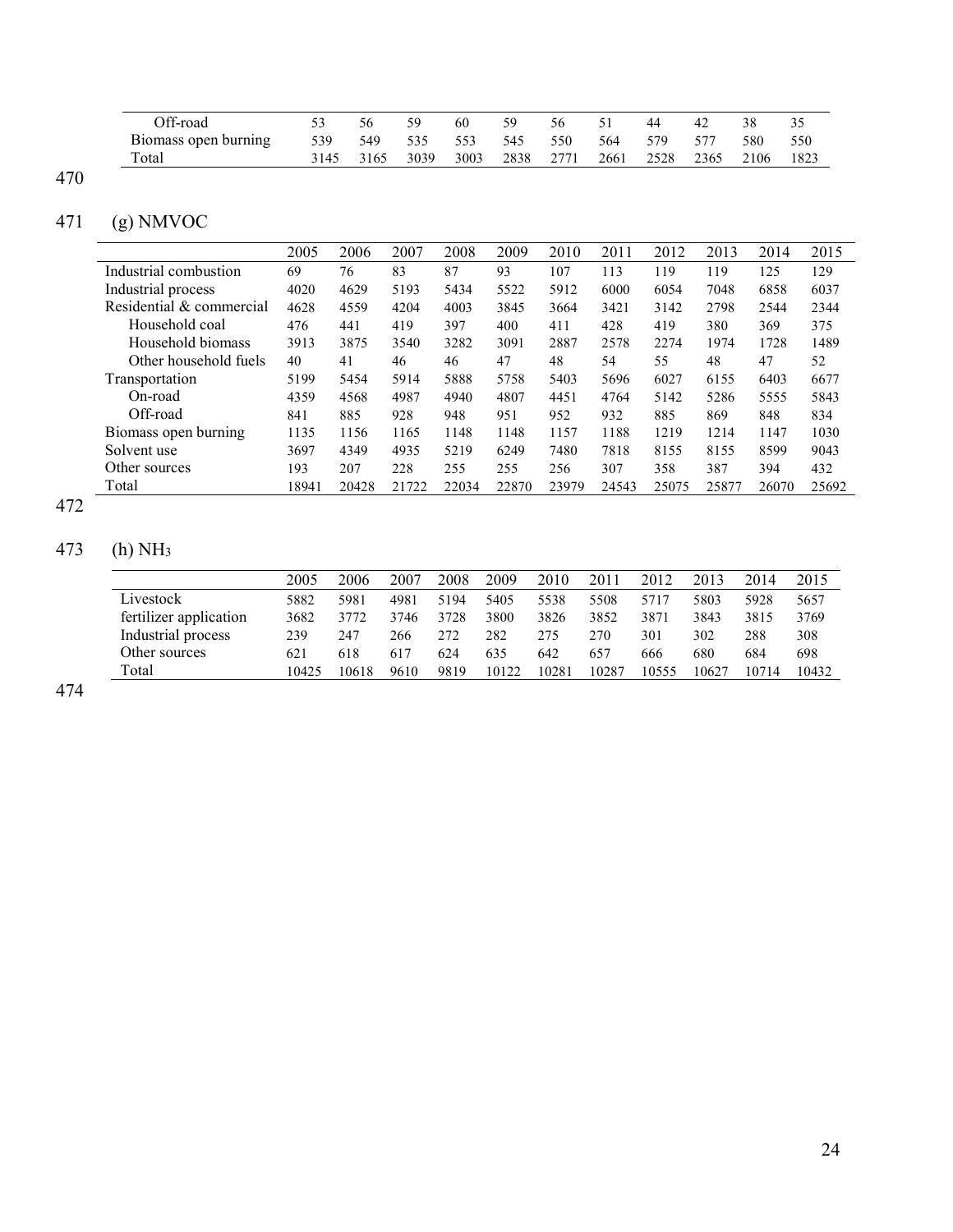| | | | | | | | | | | | |
|---|---|---|---|---|---|---|---|---|---|---|---|
| Off-road | 53 | 56 | 59 | 60 | 59 | 56 | 51 | 44 | 42 | 38 | 35 |
| Biomass open burning | 539 | 549 | 535 | 553 | 545 | 550 | 564 | 579 | 577 | 580 | 550 |
| Total | 3145 | 3165 | 3039 | 3003 | 2838 | 2771 | 2661 | 2528 | 2365 | 2106 | 1823 |

(g) NMVOC

| | 2005 | 2006 | 2007 | 2008 | 2009 | 2010 | 2011 | 2012 | 2013 | 2014 | 2015 |
|---|---|---|---|---|---|---|---|---|---|---|---|
| Industrial combustion | 69 | 76 | 83 | 87 | 93 | 107 | 113 | 119 | 119 | 125 | 129 |
| Industrial process | 4020 | 4629 | 5193 | 5434 | 5522 | 5912 | 6000 | 6054 | 7048 | 6858 | 6037 |
| Residential & commercial | 4628 | 4559 | 4204 | 4003 | 3845 | 3664 | 3421 | 3142 | 2798 | 2544 | 2344 |
| Household coal | 476 | 441 | 419 | 397 | 400 | 411 | 428 | 419 | 380 | 369 | 375 |
| Household biomass | 3913 | 3875 | 3540 | 3282 | 3091 | 2887 | 2578 | 2274 | 1974 | 1728 | 1489 |
| Other household fuels | 40 | 41 | 46 | 46 | 47 | 48 | 54 | 55 | 48 | 47 | 52 |
| Transportation | 5199 | 5454 | 5914 | 5888 | 5758 | 5403 | 5696 | 6027 | 6155 | 6403 | 6677 |
| On-road | 4359 | 4568 | 4987 | 4940 | 4807 | 4451 | 4764 | 5142 | 5286 | 5555 | 5843 |
| Off-road | 841 | 885 | 928 | 948 | 951 | 952 | 932 | 885 | 869 | 848 | 834 |
| Biomass open burning | 1135 | 1156 | 1165 | 1148 | 1148 | 1157 | 1188 | 1219 | 1214 | 1147 | 1030 |
| Solvent use | 3697 | 4349 | 4935 | 5219 | 6249 | 7480 | 7818 | 8155 | 8155 | 8599 | 9043 |
| Other sources | 193 | 207 | 228 | 255 | 255 | 256 | 307 | 358 | 387 | 394 | 432 |
| Total | 18941 | 20428 | 21722 | 22034 | 22870 | 23979 | 24543 | 25075 | 25877 | 26070 | 25692 |

(h) $NH_3$

| | 2005 | 2006 | 2007 | 2008 | 2009 | 2010 | 2011 | 2012 | 2013 | 2014 | 2015 |
|---|---|---|---|---|---|---|---|---|---|---|---|
| Livestock | 5882 | 5981 | 4981 | 5194 | 5405 | 5538 | 5508 | 5717 | 5803 | 5928 | 5657 |
| fertilizer application | 3682 | 3772 | 3746 | 3728 | 3800 | 3826 | 3852 | 3871 | 3843 | 3815 | 3769 |
| Industrial process | 239 | 247 | 266 | 272 | 282 | 275 | 270 | 301 | 302 | 288 | 308 |
| Other sources | 621 | 618 | 617 | 624 | 635 | 642 | 657 | 666 | 680 | 684 | 698 |
| Total | 10425 | 10618 | 9610 | 9819 | 10122 | 10281 | 10287 | 10555 | 10627 | 10714 | 10432 |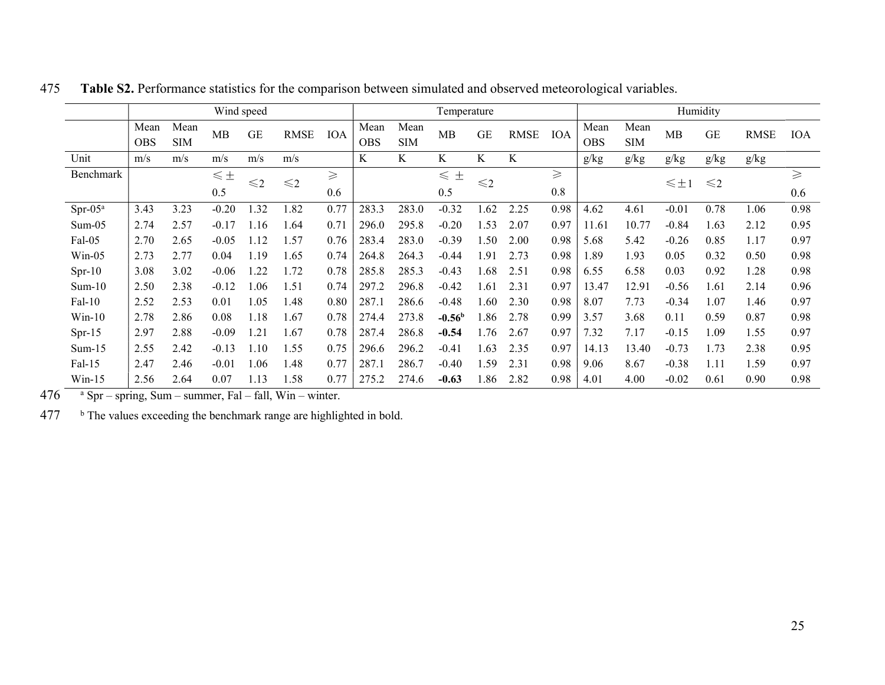**Table S2.** Performance statistics for the comparison between simulated and observed meteorological variables.

| | Wind speed | | | | | | Temperature | | | | | | Humidity | | | | | |
|---|---|---|---|---|---|---|---|---|---|---|---|---|---|---|---|---|---|---|
| | Mean OBS | Mean SIM | MB | GE | RMSE | IOA | Mean OBS | Mean SIM | MB | GE | RMSE | IOA | Mean OBS | Mean SIM | MB | GE | RMSE | IOA |
| Unit | m/s | m/s | m/s | m/s | m/s | | K | K | K | K | K | | g/kg | g/kg | g/kg | g/kg | g/kg | |
| Benchmark | | | ⩽± 0.5 | ⩽2 | ⩽2 | ⩾ 0.6 | | | ⩽ ± 0.5 | ⩽2 | | ⩾ 0.8 | | | ⩽±1 | ⩽2 | | ⩾ 0.6 |
| Spr-05[a] | 3.43 | 3.23 | -0.20 | 1.32 | 1.82 | 0.77 | 283.3 | 283.0 | -0.32 | 1.62 | 2.25 | 0.98 | 4.62 | 4.61 | -0.01 | 0.78 | 1.06 | 0.98 |
| Sum-05 | 2.74 | 2.57 | -0.17 | 1.16 | 1.64 | 0.71 | 296.0 | 295.8 | -0.20 | 1.53 | 2.07 | 0.97 | 11.61 | 10.77 | -0.84 | 1.63 | 2.12 | 0.95 |
| Fal-05 | 2.70 | 2.65 | -0.05 | 1.12 | 1.57 | 0.76 | 283.4 | 283.0 | -0.39 | 1.50 | 2.00 | 0.98 | 5.68 | 5.42 | -0.26 | 0.85 | 1.17 | 0.97 |
| Win-05 | 2.73 | 2.77 | 0.04 | 1.19 | 1.65 | 0.74 | 264.8 | 264.3 | -0.44 | 1.91 | 2.73 | 0.98 | 1.89 | 1.93 | 0.05 | 0.32 | 0.50 | 0.98 |
| Spr-10 | 3.08 | 3.02 | -0.06 | 1.22 | 1.72 | 0.78 | 285.8 | 285.3 | -0.43 | 1.68 | 2.51 | 0.98 | 6.55 | 6.58 | 0.03 | 0.92 | 1.28 | 0.98 |
| Sum-10 | 2.50 | 2.38 | -0.12 | 1.06 | 1.51 | 0.74 | 297.2 | 296.8 | -0.42 | 1.61 | 2.31 | 0.97 | 13.47 | 12.91 | -0.56 | 1.61 | 2.14 | 0.96 |
| Fal-10 | 2.52 | 2.53 | 0.01 | 1.05 | 1.48 | 0.80 | 287.1 | 286.6 | -0.48 | 1.60 | 2.30 | 0.98 | 8.07 | 7.73 | -0.34 | 1.07 | 1.46 | 0.97 |
| Win-10 | 2.78 | 2.86 | 0.08 | 1.18 | 1.67 | 0.78 | 274.4 | 273.8 | **-0.56**[b] | 1.86 | 2.78 | 0.99 | 3.57 | 3.68 | 0.11 | 0.59 | 0.87 | 0.98 |
| Spr-15 | 2.97 | 2.88 | -0.09 | 1.21 | 1.67 | 0.78 | 287.4 | 286.8 | **-0.54** | 1.76 | 2.67 | 0.97 | 7.32 | 7.17 | -0.15 | 1.09 | 1.55 | 0.97 |
| Sum-15 | 2.55 | 2.42 | -0.13 | 1.10 | 1.55 | 0.75 | 296.6 | 296.2 | -0.41 | 1.63 | 2.35 | 0.97 | 14.13 | 13.40 | -0.73 | 1.73 | 2.38 | 0.95 |
| Fal-15 | 2.47 | 2.46 | -0.01 | 1.06 | 1.48 | 0.77 | 287.1 | 286.7 | -0.40 | 1.59 | 2.31 | 0.98 | 9.06 | 8.67 | -0.38 | 1.11 | 1.59 | 0.97 |
| Win-15 | 2.56 | 2.64 | 0.07 | 1.13 | 1.58 | 0.77 | 275.2 | 274.6 | **-0.63** | 1.86 | 2.82 | 0.98 | 4.01 | 4.00 | -0.02 | 0.61 | 0.90 | 0.98 |

[a] Spr – spring, Sum – summer, Fal – fall, Win – winter.

[b] The values exceeding the benchmark range are highlighted in bold.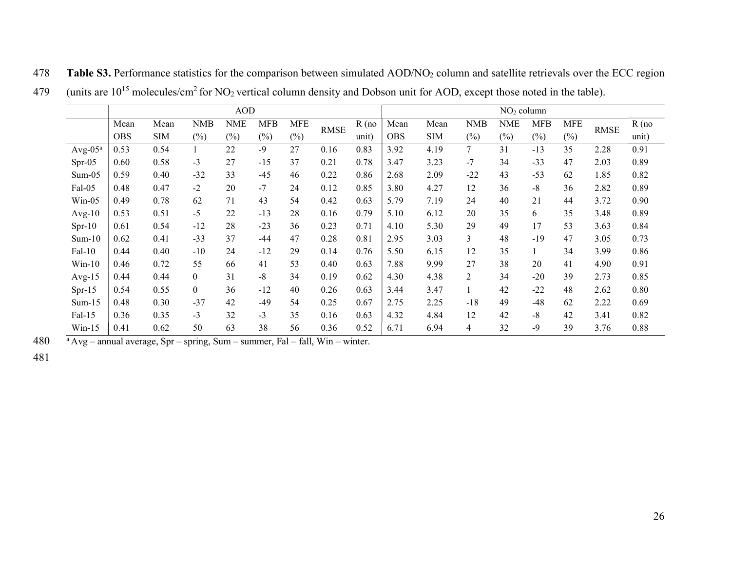**Table S3.** Performance statistics for the comparison between simulated AOD/$NO_2$ column and satellite retrievals over the ECC region (units are $10^{15}$ molecules/$cm^2$ for $NO_2$ vertical column density and Dobson unit for AOD, except those noted in the table).

| | AOD | | | | | | | | $NO_2$ column | | | | | | | |
|---|---|---|---|---|---|---|---|---|---|---|---|---|---|---|---|---|
| | Mean OBS | Mean SIM | NMB (%) | NME (%) | MFB (%) | MFE (%) | RMSE | R (no unit) | Mean OBS | Mean SIM | NMB (%) | NME (%) | MFB (%) | MFE (%) | RMSE | R (no unit) |
| Avg-05[a] | 0.53 | 0.54 | 1 | 22 | -9 | 27 | 0.16 | 0.83 | 3.92 | 4.19 | 7 | 31 | -13 | 35 | 2.28 | 0.91 |
| Spr-05 | 0.60 | 0.58 | -3 | 27 | -15 | 37 | 0.21 | 0.78 | 3.47 | 3.23 | -7 | 34 | -33 | 47 | 2.03 | 0.89 |
| Sum-05 | 0.59 | 0.40 | -32 | 33 | -45 | 46 | 0.22 | 0.86 | 2.68 | 2.09 | -22 | 43 | -53 | 62 | 1.85 | 0.82 |
| Fal-05 | 0.48 | 0.47 | -2 | 20 | -7 | 24 | 0.12 | 0.85 | 3.80 | 4.27 | 12 | 36 | -8 | 36 | 2.82 | 0.89 |
| Win-05 | 0.49 | 0.78 | 62 | 71 | 43 | 54 | 0.42 | 0.63 | 5.79 | 7.19 | 24 | 40 | 21 | 44 | 3.72 | 0.90 |
| Avg-10 | 0.53 | 0.51 | -5 | 22 | -13 | 28 | 0.16 | 0.79 | 5.10 | 6.12 | 20 | 35 | 6 | 35 | 3.48 | 0.89 |
| Spr-10 | 0.61 | 0.54 | -12 | 28 | -23 | 36 | 0.23 | 0.71 | 4.10 | 5.30 | 29 | 49 | 17 | 53 | 3.63 | 0.84 |
| Sum-10 | 0.62 | 0.41 | -33 | 37 | -44 | 47 | 0.28 | 0.81 | 2.95 | 3.03 | 3 | 48 | -19 | 47 | 3.05 | 0.73 |
| Fal-10 | 0.44 | 0.40 | -10 | 24 | -12 | 29 | 0.14 | 0.76 | 5.50 | 6.15 | 12 | 35 | 1 | 34 | 3.99 | 0.86 |
| Win-10 | 0.46 | 0.72 | 55 | 66 | 41 | 53 | 0.40 | 0.63 | 7.88 | 9.99 | 27 | 38 | 20 | 41 | 4.90 | 0.91 |
| Avg-15 | 0.44 | 0.44 | 0 | 31 | -8 | 34 | 0.19 | 0.62 | 4.30 | 4.38 | 2 | 34 | -20 | 39 | 2.73 | 0.85 |
| Spr-15 | 0.54 | 0.55 | 0 | 36 | -12 | 40 | 0.26 | 0.63 | 3.44 | 3.47 | 1 | 42 | -22 | 48 | 2.62 | 0.80 |
| Sum-15 | 0.48 | 0.30 | -37 | 42 | -49 | 54 | 0.25 | 0.67 | 2.75 | 2.25 | -18 | 49 | -48 | 62 | 2.22 | 0.69 |
| Fal-15 | 0.36 | 0.35 | -3 | 32 | -3 | 35 | 0.16 | 0.63 | 4.32 | 4.84 | 12 | 42 | -8 | 42 | 3.41 | 0.82 |
| Win-15 | 0.41 | 0.62 | 50 | 63 | 38 | 56 | 0.36 | 0.52 | 6.71 | 6.94 | 4 | 32 | -9 | 39 | 3.76 | 0.88 |

[a] Avg – annual average, Spr – spring, Sum – summer, Fal – fall, Win – winter.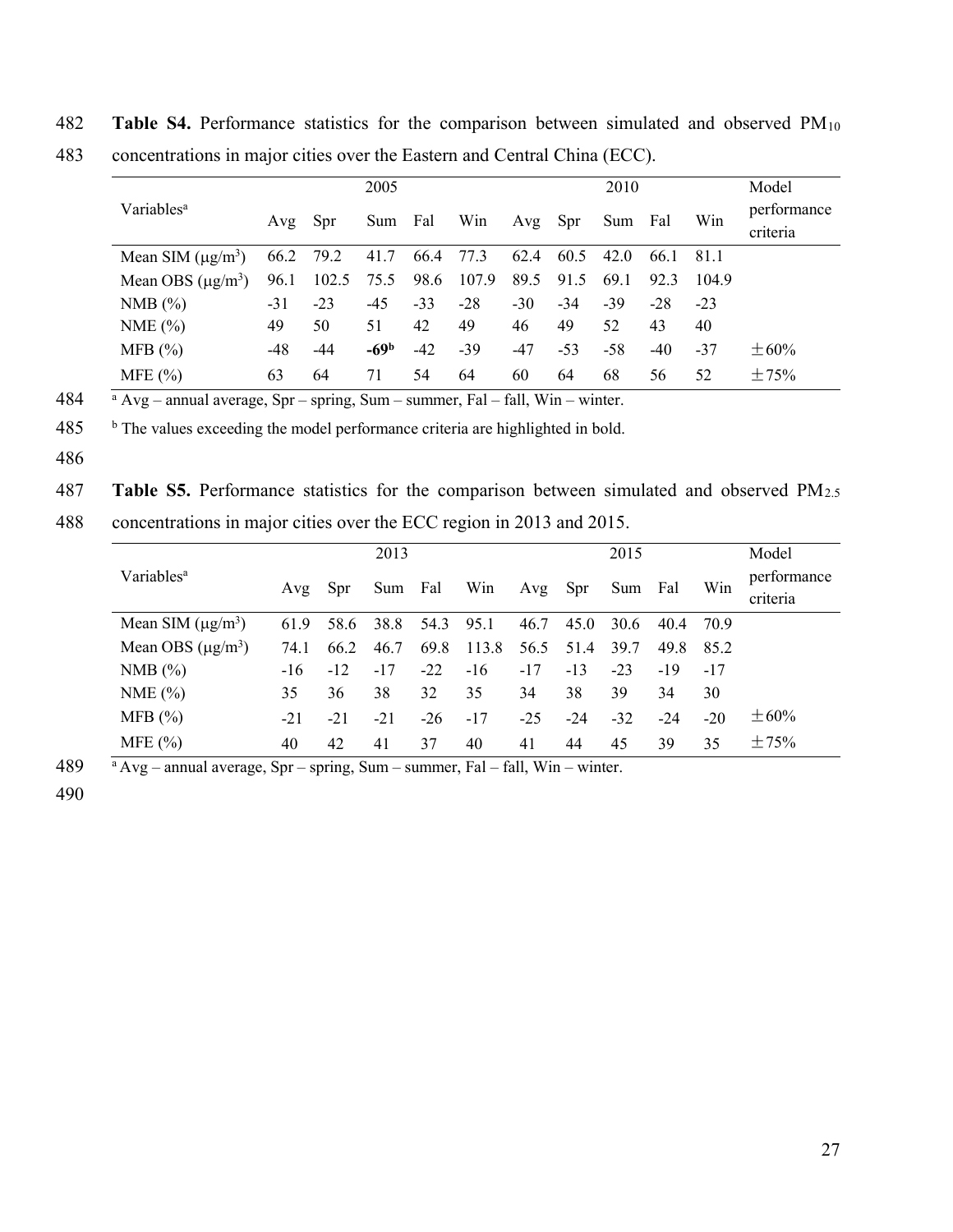**Table S4.** Performance statistics for the comparison between simulated and observed $PM_{10}$ concentrations in major cities over the Eastern and Central China (ECC).

| Variables[a] | 2005 | | | | | 2010 | | | | | Model performance criteria |
|---|---|---|---|---|---|---|---|---|---|---|---|
| | Avg | Spr | Sum | Fal | Win | Avg | Spr | Sum | Fal | Win | |
| Mean SIM (μg/m$^3$) | 66.2 | 79.2 | 41.7 | 66.4 | 77.3 | 62.4 | 60.5 | 42.0 | 66.1 | 81.1 | |
| Mean OBS (μg/m$^3$) | 96.1 | 102.5 | 75.5 | 98.6 | 107.9 | 89.5 | 91.5 | 69.1 | 92.3 | 104.9 | |
| NMB (%) | -31 | -23 | -45 | -33 | -28 | -30 | -34 | -39 | -28 | -23 | |
| NME (%) | 49 | 50 | 51 | 42 | 49 | 46 | 49 | 52 | 43 | 40 | |
| MFB (%) | -48 | -44 | **-69**[b] | -42 | -39 | -47 | -53 | -58 | -40 | -37 | ±60% |
| MFE (%) | 63 | 64 | 71 | 54 | 64 | 60 | 64 | 68 | 56 | 52 | ±75% |

[a] Avg – annual average, Spr – spring, Sum – summer, Fal – fall, Win – winter.

[b] The values exceeding the model performance criteria are highlighted in bold.

**Table S5.** Performance statistics for the comparison between simulated and observed $PM_{2.5}$ concentrations in major cities over the ECC region in 2013 and 2015.

| Variables[a] | 2013 | | | | | 2015 | | | | | Model performance criteria |
|---|---|---|---|---|---|---|---|---|---|---|---|
| | Avg | Spr | Sum | Fal | Win | Avg | Spr | Sum | Fal | Win | |
| Mean SIM (μg/m$^3$) | 61.9 | 58.6 | 38.8 | 54.3 | 95.1 | 46.7 | 45.0 | 30.6 | 40.4 | 70.9 | |
| Mean OBS (μg/m$^3$) | 74.1 | 66.2 | 46.7 | 69.8 | 113.8 | 56.5 | 51.4 | 39.7 | 49.8 | 85.2 | |
| NMB (%) | -16 | -12 | -17 | -22 | -16 | -17 | -13 | -23 | -19 | -17 | |
| NME (%) | 35 | 36 | 38 | 32 | 35 | 34 | 38 | 39 | 34 | 30 | |
| MFB (%) | -21 | -21 | -21 | -26 | -17 | -25 | -24 | -32 | -24 | -20 | ±60% |
| MFE (%) | 40 | 42 | 41 | 37 | 40 | 41 | 44 | 45 | 39 | 35 | ±75% |

[a] Avg – annual average, Spr – spring, Sum – summer, Fal – fall, Win – winter.